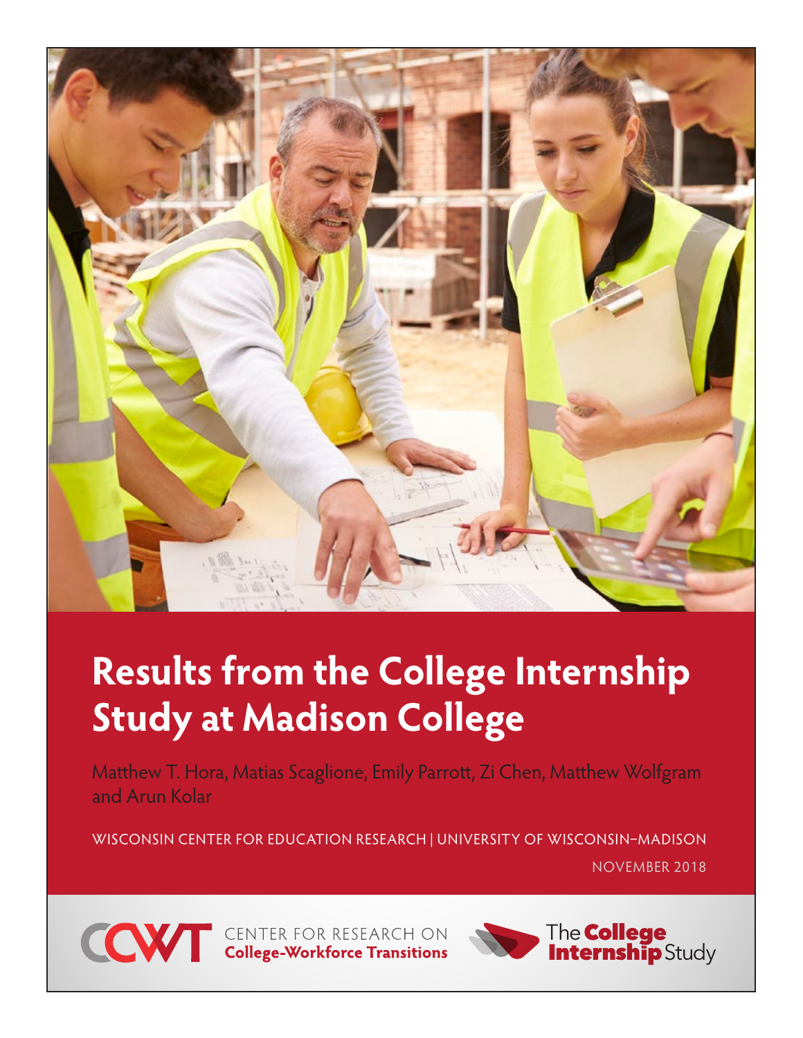# Results from the College Internship Study at Madison College

Matthew T. Hora, Matias Scaglione, Emily Parrott, Zi Chen, Matthew Wolfgram and Arun Kolar

WISCONSIN CENTER FOR EDUCATION RESEARCH | UNIVERSITY OF WISCONSIN–MADISON

NOVEMBER 2018

CENTER FOR RESEARCH ON **College-Workforce Transitions**

The **College Internship** Study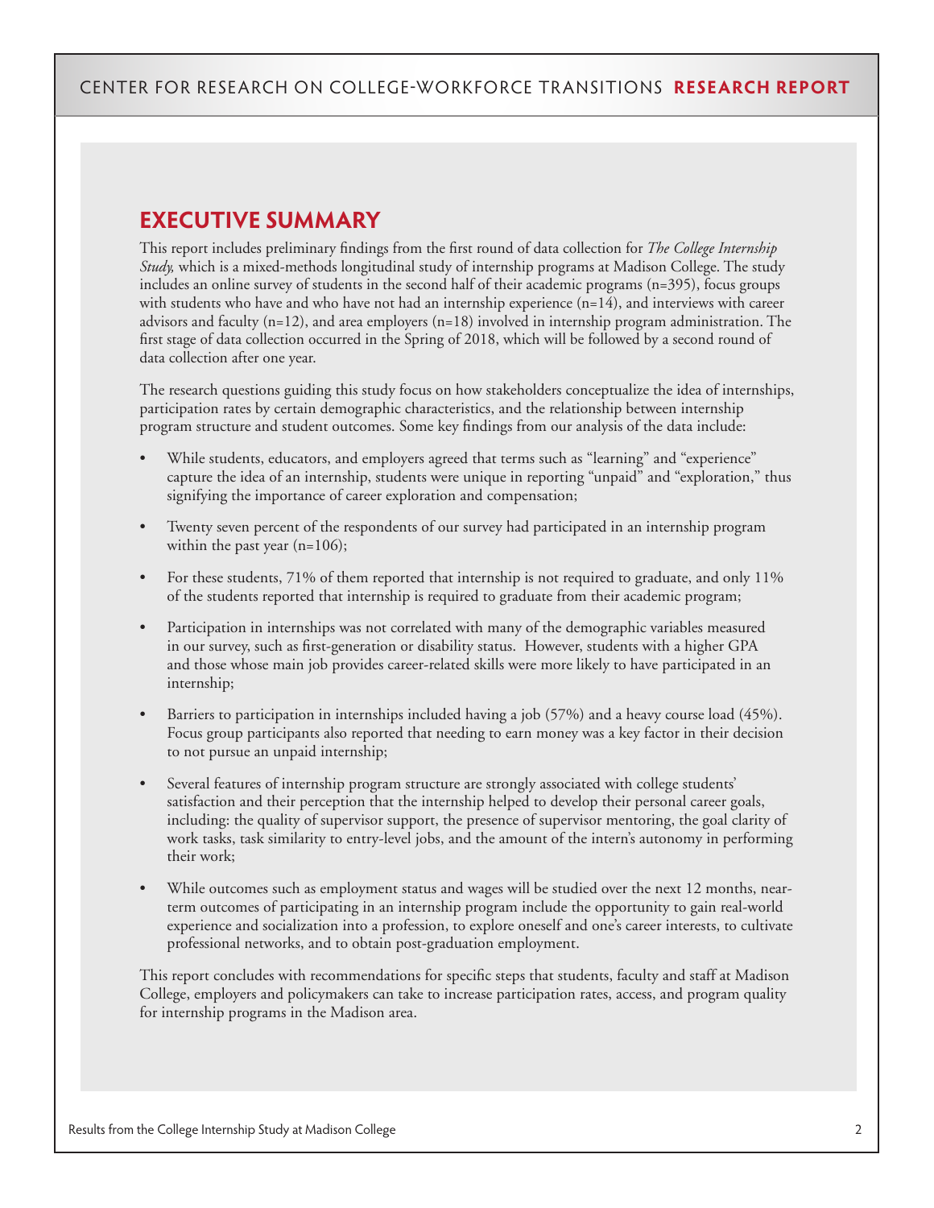## EXECUTIVE SUMMARY

This report includes preliminary findings from the first round of data collection for *The College Internship Study,* which is a mixed-methods longitudinal study of internship programs at Madison College. The study includes an online survey of students in the second half of their academic programs (n=395), focus groups with students who have and who have not had an internship experience (n=14), and interviews with career advisors and faculty (n=12), and area employers (n=18) involved in internship program administration. The first stage of data collection occurred in the Spring of 2018, which will be followed by a second round of data collection after one year.

The research questions guiding this study focus on how stakeholders conceptualize the idea of internships, participation rates by certain demographic characteristics, and the relationship between internship program structure and student outcomes. Some key findings from our analysis of the data include:

- While students, educators, and employers agreed that terms such as "learning" and "experience" capture the idea of an internship, students were unique in reporting "unpaid" and "exploration," thus signifying the importance of career exploration and compensation;
- Twenty seven percent of the respondents of our survey had participated in an internship program within the past year (n=106);
- For these students, 71% of them reported that internship is not required to graduate, and only 11% of the students reported that internship is required to graduate from their academic program;
- Participation in internships was not correlated with many of the demographic variables measured in our survey, such as first-generation or disability status. However, students with a higher GPA and those whose main job provides career-related skills were more likely to have participated in an internship;
- Barriers to participation in internships included having a job (57%) and a heavy course load (45%). Focus group participants also reported that needing to earn money was a key factor in their decision to not pursue an unpaid internship;
- Several features of internship program structure are strongly associated with college students' satisfaction and their perception that the internship helped to develop their personal career goals, including: the quality of supervisor support, the presence of supervisor mentoring, the goal clarity of work tasks, task similarity to entry-level jobs, and the amount of the intern's autonomy in performing their work;
- While outcomes such as employment status and wages will be studied over the next 12 months, near-term outcomes of participating in an internship program include the opportunity to gain real-world experience and socialization into a profession, to explore oneself and one's career interests, to cultivate professional networks, and to obtain post-graduation employment.

This report concludes with recommendations for specific steps that students, faculty and staff at Madison College, employers and policymakers can take to increase participation rates, access, and program quality for internship programs in the Madison area.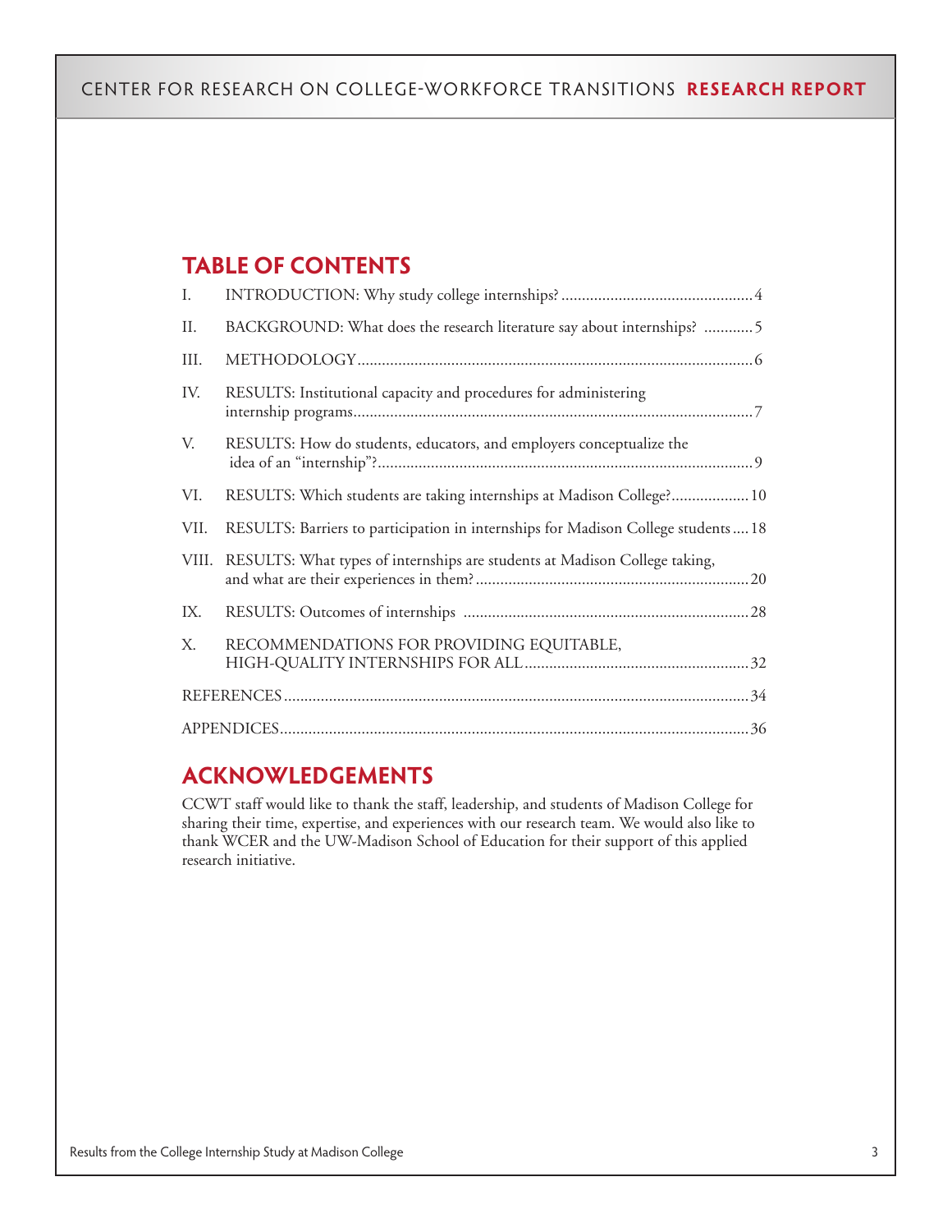## TABLE OF CONTENTS

| | | |
|---|---|---|
| I. | INTRODUCTION: Why study college internships? | 4 |
| II. | BACKGROUND: What does the research literature say about internships? | 5 |
| III. | METHODOLOGY | 6 |
| IV. | RESULTS: Institutional capacity and procedures for administering internship programs | 7 |
| V. | RESULTS: How do students, educators, and employers conceptualize the idea of an "internship"? | 9 |
| VI. | RESULTS: Which students are taking internships at Madison College? | 10 |
| VII. | RESULTS: Barriers to participation in internships for Madison College students | 18 |
| VIII. | RESULTS: What types of internships are students at Madison College taking, and what are their experiences in them? | 20 |
| IX. | RESULTS: Outcomes of internships | 28 |
| X. | RECOMMENDATIONS FOR PROVIDING EQUITABLE, HIGH-QUALITY INTERNSHIPS FOR ALL | 32 |
| | REFERENCES | 34 |
| | APPENDICES | 36 |

## ACKNOWLEDGEMENTS

CCWT staff would like to thank the staff, leadership, and students of Madison College for sharing their time, expertise, and experiences with our research team. We would also like to thank WCER and the UW-Madison School of Education for their support of this applied research initiative.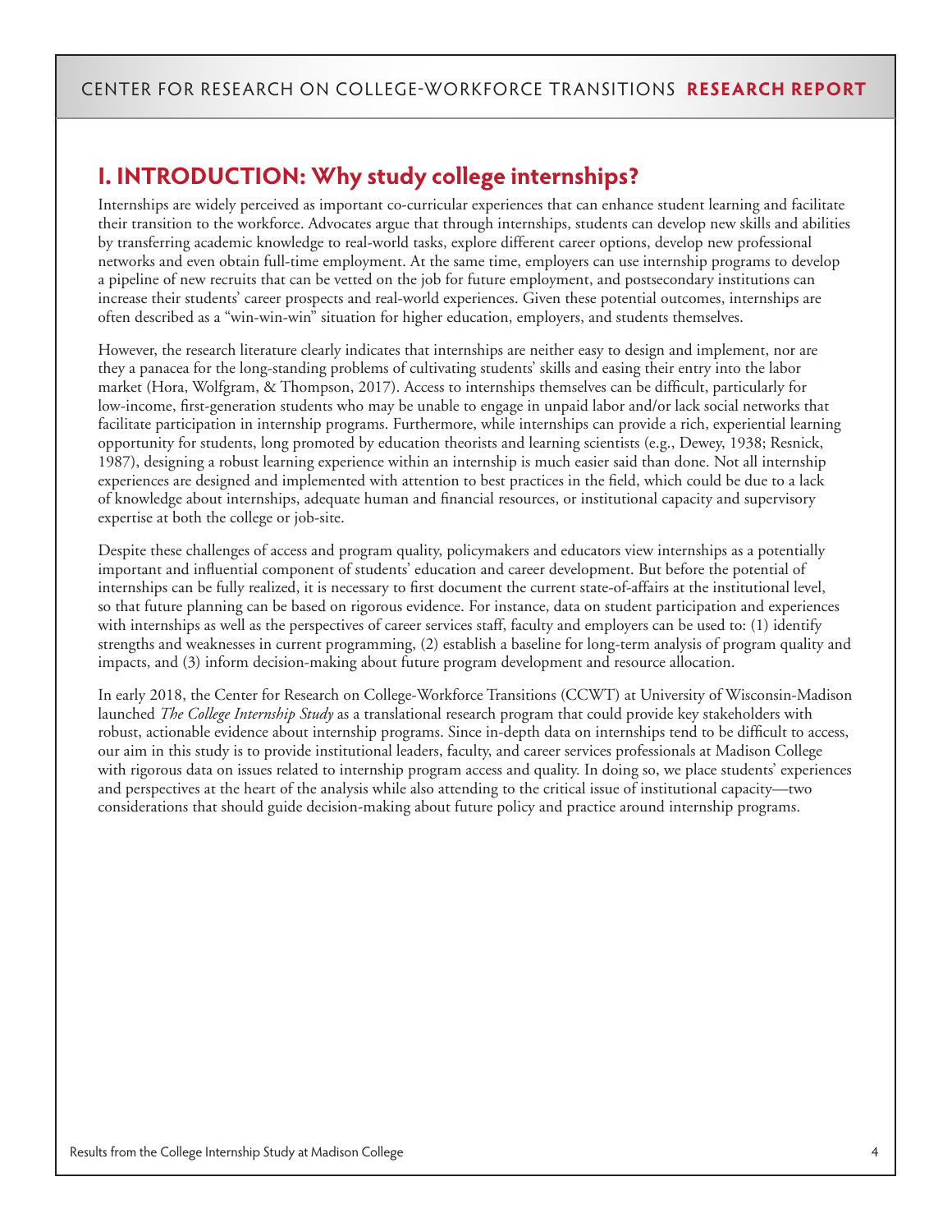## I. INTRODUCTION: Why study college internships?

Internships are widely perceived as important co-curricular experiences that can enhance student learning and facilitate their transition to the workforce. Advocates argue that through internships, students can develop new skills and abilities by transferring academic knowledge to real-world tasks, explore different career options, develop new professional networks and even obtain full-time employment. At the same time, employers can use internship programs to develop a pipeline of new recruits that can be vetted on the job for future employment, and postsecondary institutions can increase their students' career prospects and real-world experiences. Given these potential outcomes, internships are often described as a "win-win-win" situation for higher education, employers, and students themselves.

However, the research literature clearly indicates that internships are neither easy to design and implement, nor are they a panacea for the long-standing problems of cultivating students' skills and easing their entry into the labor market (Hora, Wolfgram, & Thompson, 2017). Access to internships themselves can be difficult, particularly for low-income, first-generation students who may be unable to engage in unpaid labor and/or lack social networks that facilitate participation in internship programs. Furthermore, while internships can provide a rich, experiential learning opportunity for students, long promoted by education theorists and learning scientists (e.g., Dewey, 1938; Resnick, 1987), designing a robust learning experience within an internship is much easier said than done. Not all internship experiences are designed and implemented with attention to best practices in the field, which could be due to a lack of knowledge about internships, adequate human and financial resources, or institutional capacity and supervisory expertise at both the college or job-site.

Despite these challenges of access and program quality, policymakers and educators view internships as a potentially important and influential component of students' education and career development. But before the potential of internships can be fully realized, it is necessary to first document the current state-of-affairs at the institutional level, so that future planning can be based on rigorous evidence. For instance, data on student participation and experiences with internships as well as the perspectives of career services staff, faculty and employers can be used to: (1) identify strengths and weaknesses in current programming, (2) establish a baseline for long-term analysis of program quality and impacts, and (3) inform decision-making about future program development and resource allocation.

In early 2018, the Center for Research on College-Workforce Transitions (CCWT) at University of Wisconsin-Madison launched *The College Internship Study* as a translational research program that could provide key stakeholders with robust, actionable evidence about internship programs. Since in-depth data on internships tend to be difficult to access, our aim in this study is to provide institutional leaders, faculty, and career services professionals at Madison College with rigorous data on issues related to internship program access and quality. In doing so, we place students' experiences and perspectives at the heart of the analysis while also attending to the critical issue of institutional capacity—two considerations that should guide decision-making about future policy and practice around internship programs.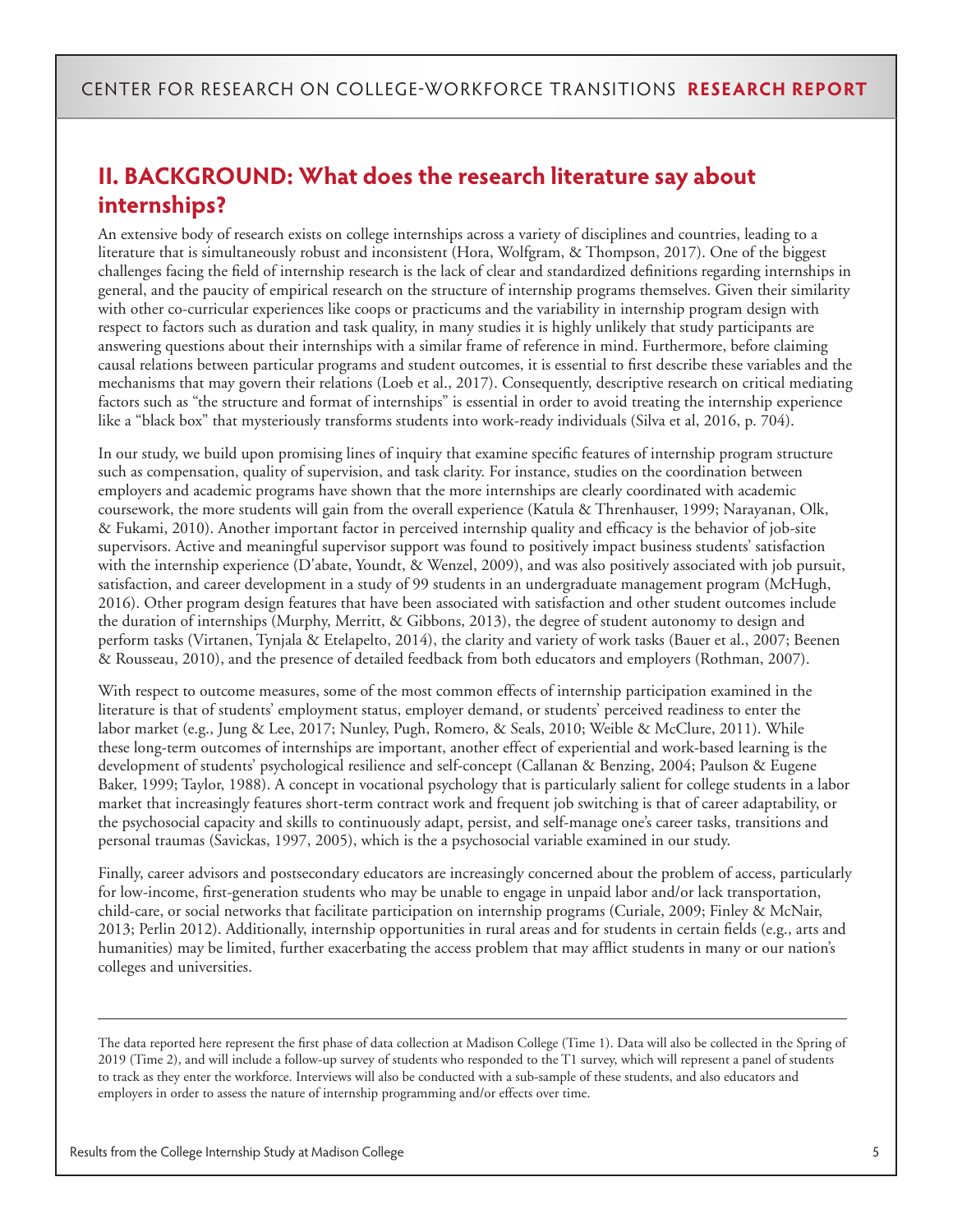## II. BACKGROUND: What does the research literature say about internships?

An extensive body of research exists on college internships across a variety of disciplines and countries, leading to a literature that is simultaneously robust and inconsistent (Hora, Wolfgram, & Thompson, 2017). One of the biggest challenges facing the field of internship research is the lack of clear and standardized definitions regarding internships in general, and the paucity of empirical research on the structure of internship programs themselves. Given their similarity with other co-curricular experiences like coops or practicums and the variability in internship program design with respect to factors such as duration and task quality, in many studies it is highly unlikely that study participants are answering questions about their internships with a similar frame of reference in mind. Furthermore, before claiming causal relations between particular programs and student outcomes, it is essential to first describe these variables and the mechanisms that may govern their relations (Loeb et al., 2017). Consequently, descriptive research on critical mediating factors such as "the structure and format of internships" is essential in order to avoid treating the internship experience like a "black box" that mysteriously transforms students into work-ready individuals (Silva et al, 2016, p. 704).

In our study, we build upon promising lines of inquiry that examine specific features of internship program structure such as compensation, quality of supervision, and task clarity. For instance, studies on the coordination between employers and academic programs have shown that the more internships are clearly coordinated with academic coursework, the more students will gain from the overall experience (Katula & Threnhauser, 1999; Narayanan, Olk, & Fukami, 2010). Another important factor in perceived internship quality and efficacy is the behavior of job-site supervisors. Active and meaningful supervisor support was found to positively impact business students' satisfaction with the internship experience (D'abate, Youndt, & Wenzel, 2009), and was also positively associated with job pursuit, satisfaction, and career development in a study of 99 students in an undergraduate management program (McHugh, 2016). Other program design features that have been associated with satisfaction and other student outcomes include the duration of internships (Murphy, Merritt, & Gibbons, 2013), the degree of student autonomy to design and perform tasks (Virtanen, Tynjala & Etelapelto, 2014), the clarity and variety of work tasks (Bauer et al., 2007; Beenen & Rousseau, 2010), and the presence of detailed feedback from both educators and employers (Rothman, 2007).

With respect to outcome measures, some of the most common effects of internship participation examined in the literature is that of students' employment status, employer demand, or students' perceived readiness to enter the labor market (e.g., Jung & Lee, 2017; Nunley, Pugh, Romero, & Seals, 2010; Weible & McClure, 2011). While these long-term outcomes of internships are important, another effect of experiential and work-based learning is the development of students' psychological resilience and self-concept (Callanan & Benzing, 2004; Paulson & Eugene Baker, 1999; Taylor, 1988). A concept in vocational psychology that is particularly salient for college students in a labor market that increasingly features short-term contract work and frequent job switching is that of career adaptability, or the psychosocial capacity and skills to continuously adapt, persist, and self-manage one's career tasks, transitions and personal traumas (Savickas, 1997, 2005), which is the a psychosocial variable examined in our study.

Finally, career advisors and postsecondary educators are increasingly concerned about the problem of access, particularly for low-income, first-generation students who may be unable to engage in unpaid labor and/or lack transportation, child-care, or social networks that facilitate participation on internship programs (Curiale, 2009; Finley & McNair, 2013; Perlin 2012). Additionally, internship opportunities in rural areas and for students in certain fields (e.g., arts and humanities) may be limited, further exacerbating the access problem that may afflict students in many or our nation's colleges and universities.

---

The data reported here represent the first phase of data collection at Madison College (Time 1). Data will also be collected in the Spring of 2019 (Time 2), and will include a follow-up survey of students who responded to the T1 survey, which will represent a panel of students to track as they enter the workforce. Interviews will also be conducted with a sub-sample of these students, and also educators and employers in order to assess the nature of internship programming and/or effects over time.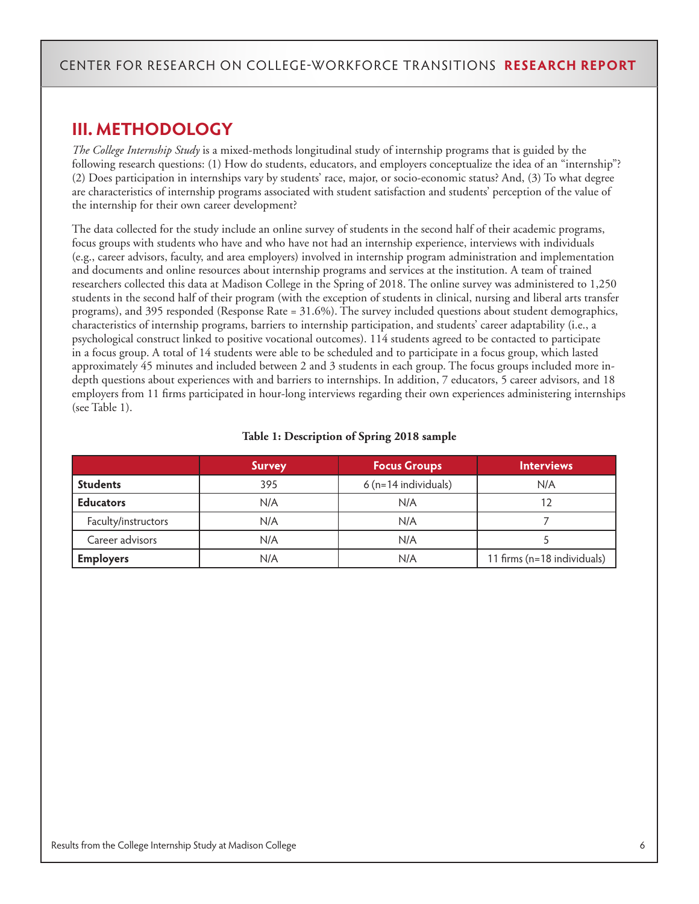## III. METHODOLOGY

*The College Internship Study* is a mixed-methods longitudinal study of internship programs that is guided by the following research questions: (1) How do students, educators, and employers conceptualize the idea of an "internship"? (2) Does participation in internships vary by students' race, major, or socio-economic status? And, (3) To what degree are characteristics of internship programs associated with student satisfaction and students' perception of the value of the internship for their own career development?

The data collected for the study include an online survey of students in the second half of their academic programs, focus groups with students who have and who have not had an internship experience, interviews with individuals (e.g., career advisors, faculty, and area employers) involved in internship program administration and implementation and documents and online resources about internship programs and services at the institution. A team of trained researchers collected this data at Madison College in the Spring of 2018. The online survey was administered to 1,250 students in the second half of their program (with the exception of students in clinical, nursing and liberal arts transfer programs), and 395 responded (Response Rate = 31.6%). The survey included questions about student demographics, characteristics of internship programs, barriers to internship participation, and students' career adaptability (i.e., a psychological construct linked to positive vocational outcomes). 114 students agreed to be contacted to participate in a focus group. A total of 14 students were able to be scheduled and to participate in a focus group, which lasted approximately 45 minutes and included between 2 and 3 students in each group. The focus groups included more in-depth questions about experiences with and barriers to internships. In addition, 7 educators, 5 career advisors, and 18 employers from 11 firms participated in hour-long interviews regarding their own experiences administering internships (see Table 1).

**Table 1: Description of Spring 2018 sample**

| | Survey | Focus Groups | Interviews |
|---|---|---|---|
| **Students** | 395 | 6 (n=14 individuals) | N/A |
| **Educators** | N/A | N/A | 12 |
| Faculty/instructors | N/A | N/A | 7 |
| Career advisors | N/A | N/A | 5 |
| **Employers** | N/A | N/A | 11 firms (n=18 individuals) |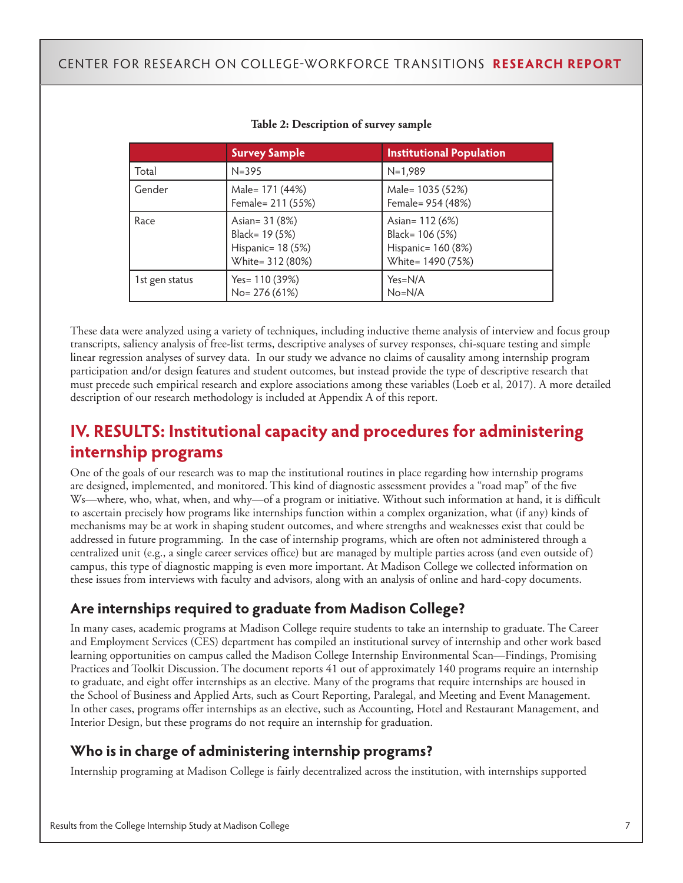**Table 2: Description of survey sample**

| | Survey Sample | Institutional Population |
|---|---|---|
| Total | N=395 | N=1,989 |
| Gender | Male= 171 (44%)<br>Female= 211 (55%) | Male= 1035 (52%)<br>Female= 954 (48%) |
| Race | Asian= 31 (8%)<br>Black= 19 (5%)<br>Hispanic= 18 (5%)<br>White= 312 (80%) | Asian= 112 (6%)<br>Black= 106 (5%)<br>Hispanic= 160 (8%)<br>White= 1490 (75%) |
| 1st gen status | Yes= 110 (39%)<br>No= 276 (61%) | Yes=N/A<br>No=N/A |

These data were analyzed using a variety of techniques, including inductive theme analysis of interview and focus group transcripts, saliency analysis of free-list terms, descriptive analyses of survey responses, chi-square testing and simple linear regression analyses of survey data. In our study we advance no claims of causality among internship program participation and/or design features and student outcomes, but instead provide the type of descriptive research that must precede such empirical research and explore associations among these variables (Loeb et al, 2017). A more detailed description of our research methodology is included at Appendix A of this report.

## IV. RESULTS: Institutional capacity and procedures for administering internship programs

One of the goals of our research was to map the institutional routines in place regarding how internship programs are designed, implemented, and monitored. This kind of diagnostic assessment provides a "road map" of the five Ws—where, who, what, when, and why—of a program or initiative. Without such information at hand, it is difficult to ascertain precisely how programs like internships function within a complex organization, what (if any) kinds of mechanisms may be at work in shaping student outcomes, and where strengths and weaknesses exist that could be addressed in future programming. In the case of internship programs, which are often not administered through a centralized unit (e.g., a single career services office) but are managed by multiple parties across (and even outside of) campus, this type of diagnostic mapping is even more important. At Madison College we collected information on these issues from interviews with faculty and advisors, along with an analysis of online and hard-copy documents.

### Are internships required to graduate from Madison College?

In many cases, academic programs at Madison College require students to take an internship to graduate. The Career and Employment Services (CES) department has compiled an institutional survey of internship and other work based learning opportunities on campus called the Madison College Internship Environmental Scan—Findings, Promising Practices and Toolkit Discussion. The document reports 41 out of approximately 140 programs require an internship to graduate, and eight offer internships as an elective. Many of the programs that require internships are housed in the School of Business and Applied Arts, such as Court Reporting, Paralegal, and Meeting and Event Management. In other cases, programs offer internships as an elective, such as Accounting, Hotel and Restaurant Management, and Interior Design, but these programs do not require an internship for graduation.

### Who is in charge of administering internship programs?

Internship programing at Madison College is fairly decentralized across the institution, with internships supported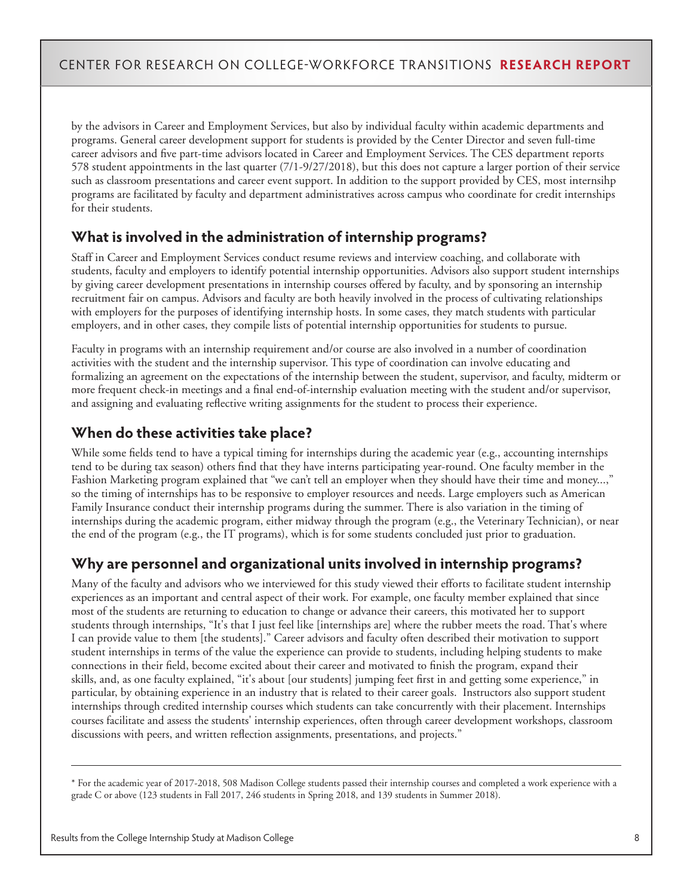by the advisors in Career and Employment Services, but also by individual faculty within academic departments and programs. General career development support for students is provided by the Center Director and seven full-time career advisors and five part-time advisors located in Career and Employment Services. The CES department reports 578 student appointments in the last quarter (7/1-9/27/2018), but this does not capture a larger portion of their service such as classroom presentations and career event support. In addition to the support provided by CES, most internsihp programs are facilitated by faculty and department administratives across campus who coordinate for credit internships for their students.

## What is involved in the administration of internship programs?

Staff in Career and Employment Services conduct resume reviews and interview coaching, and collaborate with students, faculty and employers to identify potential internship opportunities. Advisors also support student internships by giving career development presentations in internship courses offered by faculty, and by sponsoring an internship recruitment fair on campus. Advisors and faculty are both heavily involved in the process of cultivating relationships with employers for the purposes of identifying internship hosts. In some cases, they match students with particular employers, and in other cases, they compile lists of potential internship opportunities for students to pursue.

Faculty in programs with an internship requirement and/or course are also involved in a number of coordination activities with the student and the internship supervisor. This type of coordination can involve educating and formalizing an agreement on the expectations of the internship between the student, supervisor, and faculty, midterm or more frequent check-in meetings and a final end-of-internship evaluation meeting with the student and/or supervisor, and assigning and evaluating reflective writing assignments for the student to process their experience.

## When do these activities take place?

While some fields tend to have a typical timing for internships during the academic year (e.g., accounting internships tend to be during tax season) others find that they have interns participating year-round. One faculty member in the Fashion Marketing program explained that "we can't tell an employer when they should have their time and money...," so the timing of internships has to be responsive to employer resources and needs. Large employers such as American Family Insurance conduct their internship programs during the summer. There is also variation in the timing of internships during the academic program, either midway through the program (e.g., the Veterinary Technician), or near the end of the program (e.g., the IT programs), which is for some students concluded just prior to graduation.

## Why are personnel and organizational units involved in internship programs?

Many of the faculty and advisors who we interviewed for this study viewed their efforts to facilitate student internship experiences as an important and central aspect of their work. For example, one faculty member explained that since most of the students are returning to education to change or advance their careers, this motivated her to support students through internships, "It's that I just feel like [internships are] where the rubber meets the road. That's where I can provide value to them [the students]." Career advisors and faculty often described their motivation to support student internships in terms of the value the experience can provide to students, including helping students to make connections in their field, become excited about their career and motivated to finish the program, expand their skills, and, as one faculty explained, "it's about [our students] jumping feet first in and getting some experience," in particular, by obtaining experience in an industry that is related to their career goals. Instructors also support student internships through credited internship courses which students can take concurrently with their placement. Internships courses facilitate and assess the students' internship experiences, often through career development workshops, classroom discussions with peers, and written reflection assignments, presentations, and projects."

---

* For the academic year of 2017-2018, 508 Madison College students passed their internship courses and completed a work experience with a grade C or above (123 students in Fall 2017, 246 students in Spring 2018, and 139 students in Summer 2018).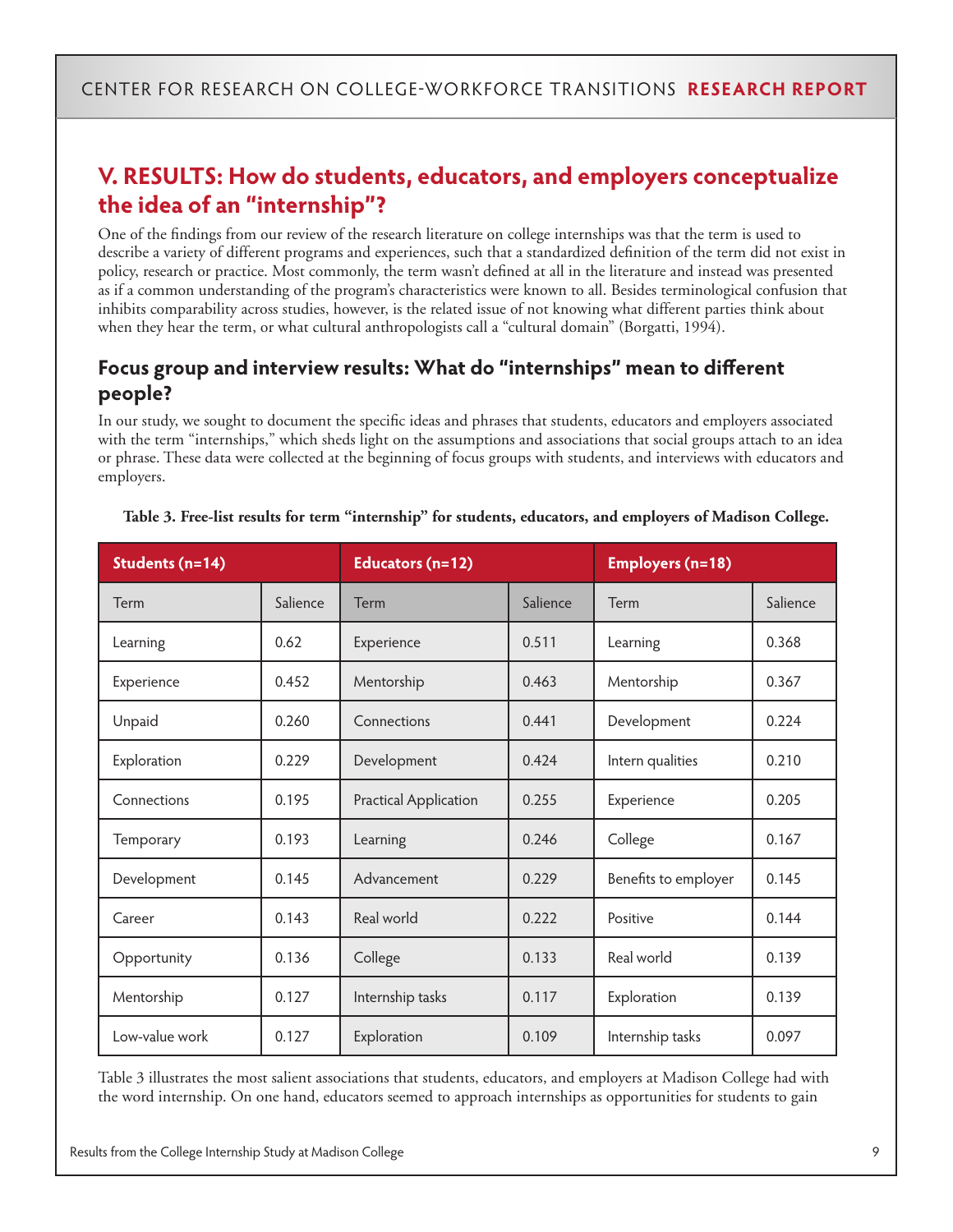## V. RESULTS: How do students, educators, and employers conceptualize the idea of an "internship"?

One of the findings from our review of the research literature on college internships was that the term is used to describe a variety of different programs and experiences, such that a standardized definition of the term did not exist in policy, research or practice. Most commonly, the term wasn't defined at all in the literature and instead was presented as if a common understanding of the program's characteristics were known to all. Besides terminological confusion that inhibits comparability across studies, however, is the related issue of not knowing what different parties think about when they hear the term, or what cultural anthropologists call a "cultural domain" (Borgatti, 1994).

### Focus group and interview results: What do "internships" mean to different people?

In our study, we sought to document the specific ideas and phrases that students, educators and employers associated with the term "internships," which sheds light on the assumptions and associations that social groups attach to an idea or phrase. These data were collected at the beginning of focus groups with students, and interviews with educators and employers.

**Table 3. Free-list results for term "internship" for students, educators, and employers of Madison College.**

| Students (n=14) | | Educators (n=12) | | Employers (n=18) | |
|---|---|---|---|---|---|
| Term | Salience | Term | Salience | Term | Salience |
| Learning | 0.62 | Experience | 0.511 | Learning | 0.368 |
| Experience | 0.452 | Mentorship | 0.463 | Mentorship | 0.367 |
| Unpaid | 0.260 | Connections | 0.441 | Development | 0.224 |
| Exploration | 0.229 | Development | 0.424 | Intern qualities | 0.210 |
| Connections | 0.195 | Practical Application | 0.255 | Experience | 0.205 |
| Temporary | 0.193 | Learning | 0.246 | College | 0.167 |
| Development | 0.145 | Advancement | 0.229 | Benefits to employer | 0.145 |
| Career | 0.143 | Real world | 0.222 | Positive | 0.144 |
| Opportunity | 0.136 | College | 0.133 | Real world | 0.139 |
| Mentorship | 0.127 | Internship tasks | 0.117 | Exploration | 0.139 |
| Low-value work | 0.127 | Exploration | 0.109 | Internship tasks | 0.097 |

Table 3 illustrates the most salient associations that students, educators, and employers at Madison College had with the word internship. On one hand, educators seemed to approach internships as opportunities for students to gain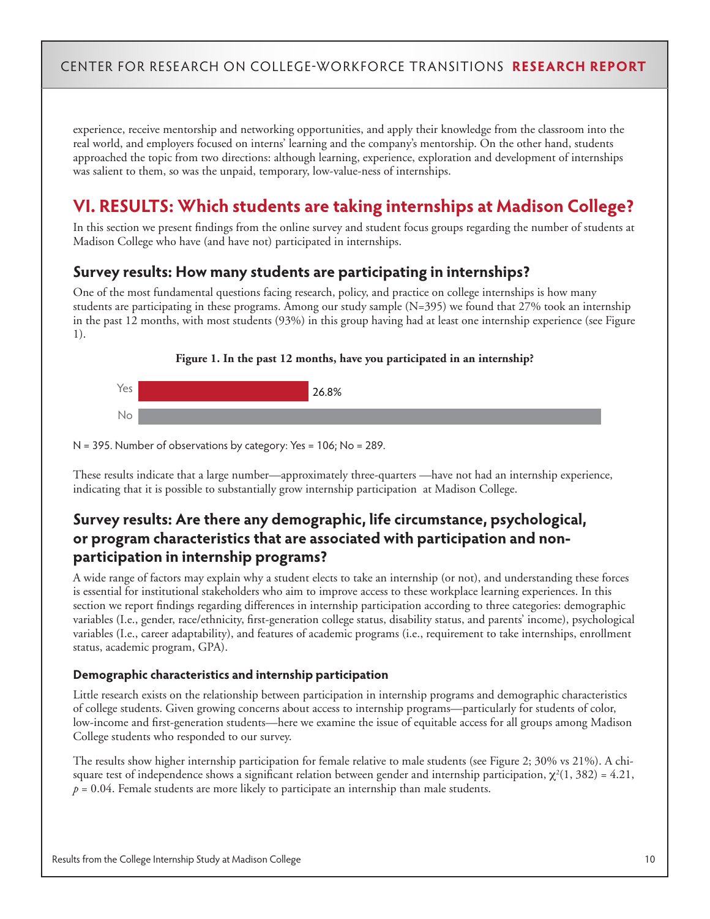experience, receive mentorship and networking opportunities, and apply their knowledge from the classroom into the real world, and employers focused on interns' learning and the company's mentorship. On the other hand, students approached the topic from two directions: although learning, experience, exploration and development of internships was salient to them, so was the unpaid, temporary, low-value-ness of internships.

## VI. RESULTS: Which students are taking internships at Madison College?

In this section we present findings from the online survey and student focus groups regarding the number of students at Madison College who have (and have not) participated in internships.

### Survey results: How many students are participating in internships?

One of the most fundamental questions facing research, policy, and practice on college internships is how many students are participating in these programs. Among our study sample (N=395) we found that 27% took an internship in the past 12 months, with most students (93%) in this group having had at least one internship experience (see Figure 1).

**Figure 1. In the past 12 months, have you participated in an internship?**

| Response | Percent |
| --- | --- |
| Yes | 26.8% |
| No | |

N = 395. Number of observations by category: Yes = 106; No = 289.

These results indicate that a large number—approximately three-quarters —have not had an internship experience, indicating that it is possible to substantially grow internship participation at Madison College.

### Survey results: Are there any demographic, life circumstance, psychological, or program characteristics that are associated with participation and non-participation in internship programs?

A wide range of factors may explain why a student elects to take an internship (or not), and understanding these forces is essential for institutional stakeholders who aim to improve access to these workplace learning experiences. In this section we report findings regarding differences in internship participation according to three categories: demographic variables (I.e., gender, race/ethnicity, first-generation college status, disability status, and parents' income), psychological variables (I.e., career adaptability), and features of academic programs (i.e., requirement to take internships, enrollment status, academic program, GPA).

#### Demographic characteristics and internship participation

Little research exists on the relationship between participation in internship programs and demographic characteristics of college students. Given growing concerns about access to internship programs—particularly for students of color, low-income and first-generation students—here we examine the issue of equitable access for all groups among Madison College students who responded to our survey.

The results show higher internship participation for female relative to male students (see Figure 2; 30% vs 21%). A chi-square test of independence shows a significant relation between gender and internship participation, $\chi^2(1, 382) = 4.21$, $p = 0.04$. Female students are more likely to participate an internship than male students.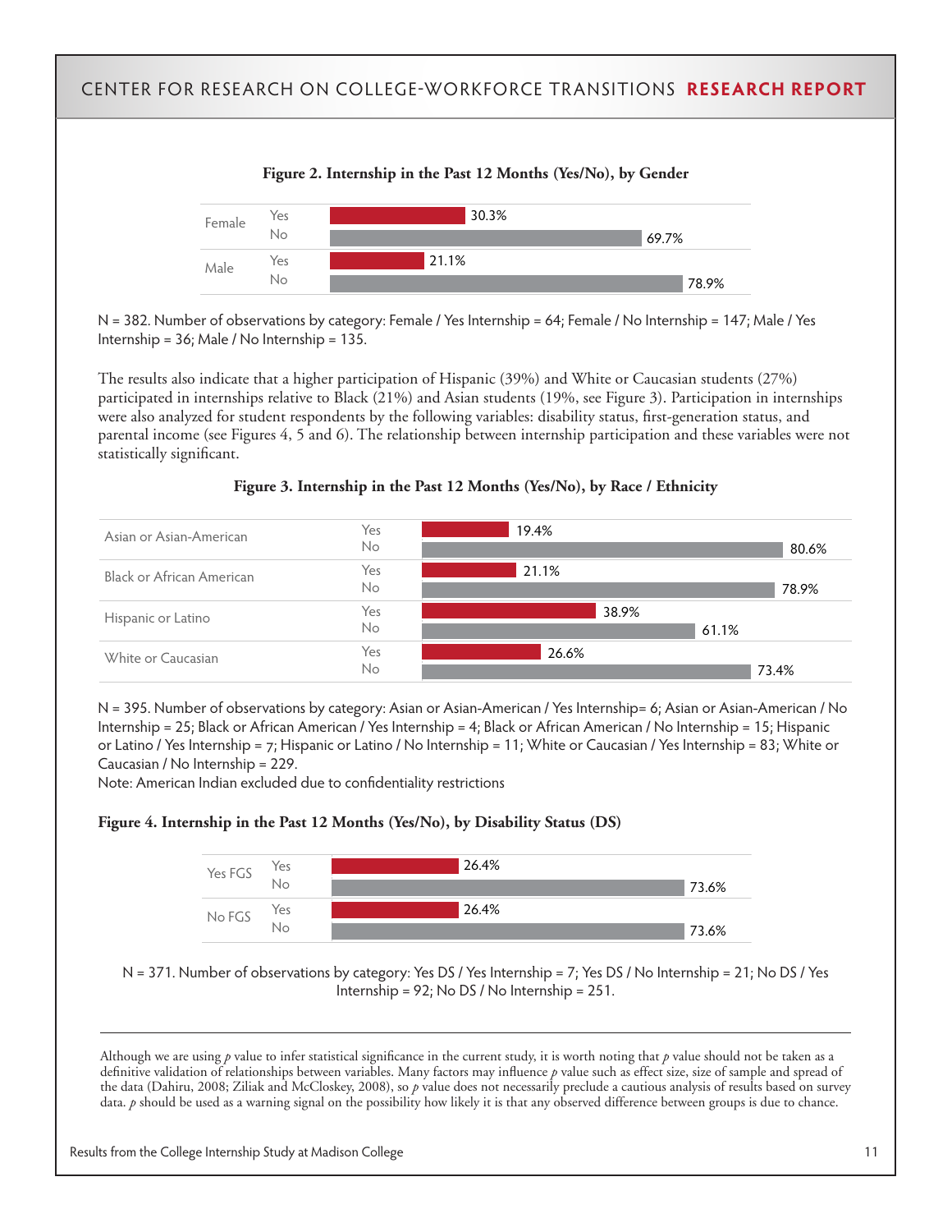**Figure 2. Internship in the Past 12 Months (Yes/No), by Gender**

| | | |
|---|---|---|
| Female | Yes | 30.3% |
| | No | 69.7% |
| Male | Yes | 21.1% |
| | No | 78.9% |

N = 382. Number of observations by category: Female / Yes Internship = 64; Female / No Internship = 147; Male / Yes Internship = 36; Male / No Internship = 135.

The results also indicate that a higher participation of Hispanic (39%) and White or Caucasian students (27%) participated in internships relative to Black (21%) and Asian students (19%, see Figure 3). Participation in internships were also analyzed for student respondents by the following variables: disability status, first-generation status, and parental income (see Figures 4, 5 and 6). The relationship between internship participation and these variables were not statistically significant.

**Figure 3. Internship in the Past 12 Months (Yes/No), by Race / Ethnicity**

| | | |
|---|---|---|
| Asian or Asian-American | Yes | 19.4% |
| | No | 80.6% |
| Black or African American | Yes | 21.1% |
| | No | 78.9% |
| Hispanic or Latino | Yes | 38.9% |
| | No | 61.1% |
| White or Caucasian | Yes | 26.6% |
| | No | 73.4% |

N = 395. Number of observations by category: Asian or Asian-American / Yes Internship= 6; Asian or Asian-American / No Internship = 25; Black or African American / Yes Internship = 4; Black or African American / No Internship = 15; Hispanic or Latino / Yes Internship = 7; Hispanic or Latino / No Internship = 11; White or Caucasian / Yes Internship = 83; White or Caucasian / No Internship = 229.

Note: American Indian excluded due to confidentiality restrictions

**Figure 4. Internship in the Past 12 Months (Yes/No), by Disability Status (DS)**

| | | |
|---|---|---|
| Yes FGS | Yes | 26.4% |
| | No | 73.6% |
| No FGS | Yes | 26.4% |
| | No | 73.6% |

N = 371. Number of observations by category: Yes DS / Yes Internship = 7; Yes DS / No Internship = 21; No DS / Yes Internship = 92; No DS / No Internship = 251.

---

Although we are using *p* value to infer statistical significance in the current study, it is worth noting that *p* value should not be taken as a definitive validation of relationships between variables. Many factors may influence *p* value such as effect size, size of sample and spread of the data (Dahiru, 2008; Ziliak and McCloskey, 2008), so *p* value does not necessarily preclude a cautious analysis of results based on survey data. *p* should be used as a warning signal on the possibility how likely it is that any observed difference between groups is due to chance.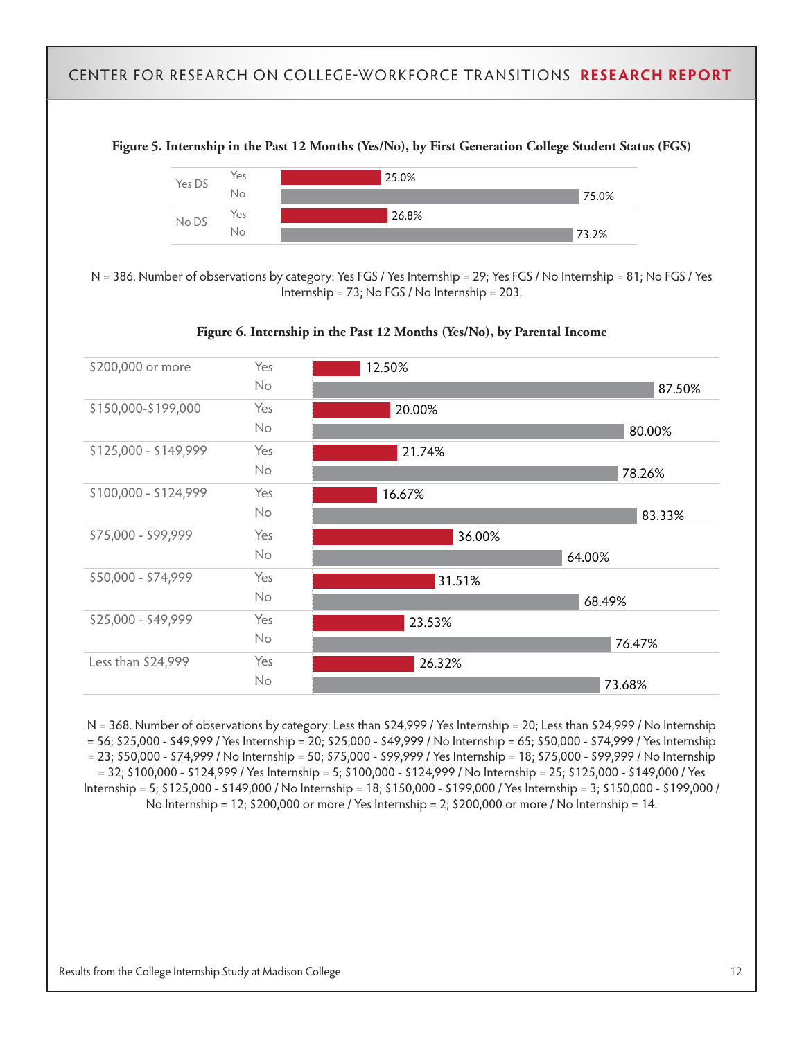**Figure 5. Internship in the Past 12 Months (Yes/No), by First Generation College Student Status (FGS)**

| | | |
|---|---|---|
| Yes DS | Yes | 25.0% |
| | No | 75.0% |
| No DS | Yes | 26.8% |
| | No | 73.2% |

N = 386. Number of observations by category: Yes FGS / Yes Internship = 29; Yes FGS / No Internship = 81; No FGS / Yes Internship = 73; No FGS / No Internship = 203.

**Figure 6. Internship in the Past 12 Months (Yes/No), by Parental Income**

| | | |
|---|---|---|
| $200,000 or more | Yes | 12.50% |
| | No | 87.50% |
| $150,000-$199,000 | Yes | 20.00% |
| | No | 80.00% |
| $125,000 - $149,999 | Yes | 21.74% |
| | No | 78.26% |
| $100,000 - $124,999 | Yes | 16.67% |
| | No | 83.33% |
| $75,000 - $99,999 | Yes | 36.00% |
| | No | 64.00% |
| $50,000 - $74,999 | Yes | 31.51% |
| | No | 68.49% |
| $25,000 - $49,999 | Yes | 23.53% |
| | No | 76.47% |
| Less than $24,999 | Yes | 26.32% |
| | No | 73.68% |

N = 368. Number of observations by category: Less than $24,999 / Yes Internship = 20; Less than $24,999 / No Internship = 56; $25,000 - $49,999 / Yes Internship = 20; $25,000 - $49,999 / No Internship = 65; $50,000 - $74,999 / Yes Internship = 23; $50,000 - $74,999 / No Internship = 50; $75,000 - $99,999 / Yes Internship = 18; $75,000 - $99,999 / No Internship = 32; $100,000 - $124,999 / Yes Internship = 5; $100,000 - $124,999 / No Internship = 25; $125,000 - $149,000 / Yes Internship = 5; $125,000 - $149,000 / No Internship = 18; $150,000 - $199,000 / Yes Internship = 3; $150,000 - $199,000 / No Internship = 12; $200,000 or more / Yes Internship = 2; $200,000 or more / No Internship = 14.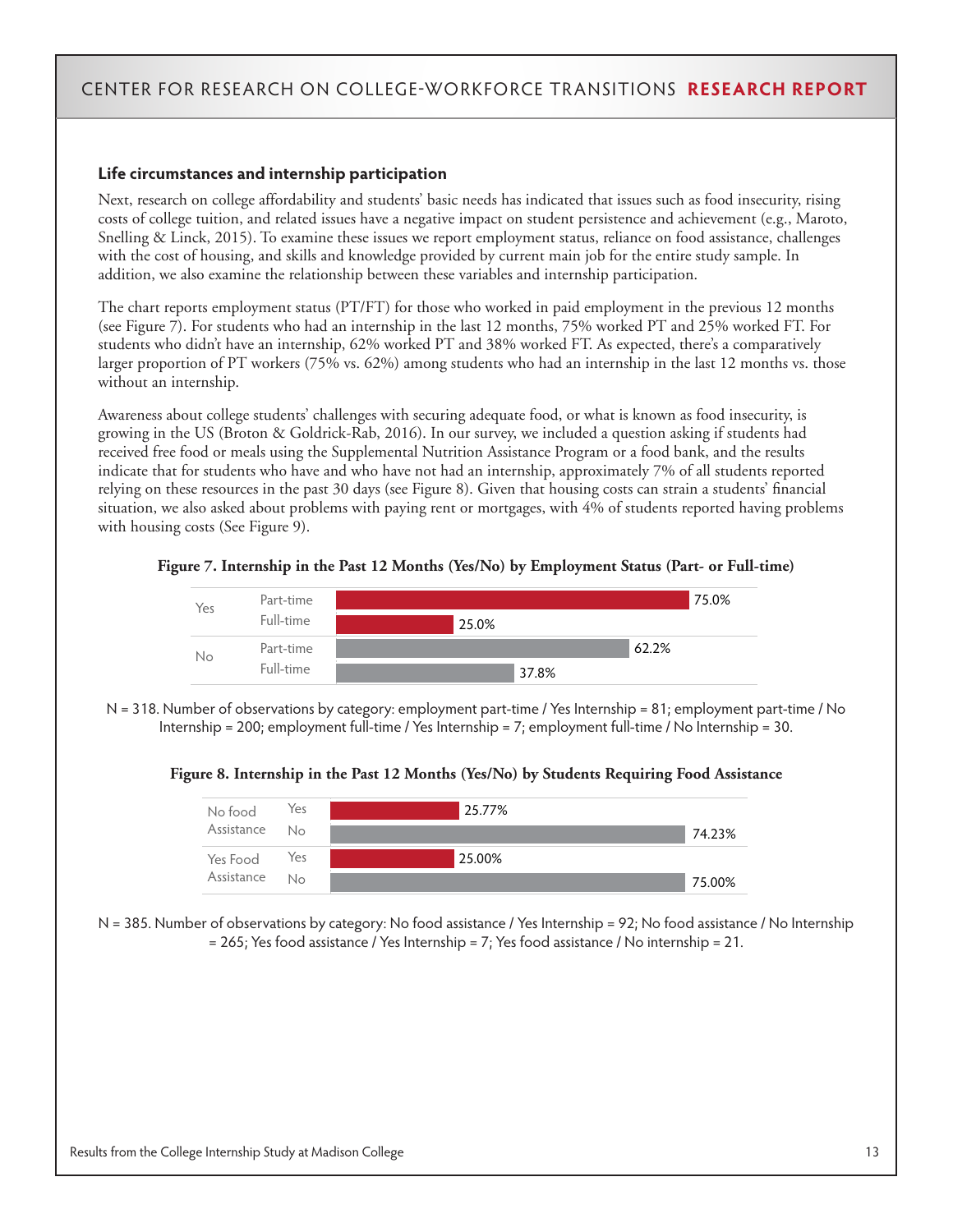### Life circumstances and internship participation

Next, research on college affordability and students' basic needs has indicated that issues such as food insecurity, rising costs of college tuition, and related issues have a negative impact on student persistence and achievement (e.g., Maroto, Snelling & Linck, 2015). To examine these issues we report employment status, reliance on food assistance, challenges with the cost of housing, and skills and knowledge provided by current main job for the entire study sample. In addition, we also examine the relationship between these variables and internship participation.

The chart reports employment status (PT/FT) for those who worked in paid employment in the previous 12 months (see Figure 7). For students who had an internship in the last 12 months, 75% worked PT and 25% worked FT. For students who didn't have an internship, 62% worked PT and 38% worked FT. As expected, there's a comparatively larger proportion of PT workers (75% vs. 62%) among students who had an internship in the last 12 months vs. those without an internship.

Awareness about college students' challenges with securing adequate food, or what is known as food insecurity, is growing in the US (Broton & Goldrick-Rab, 2016). In our survey, we included a question asking if students had received free food or meals using the Supplemental Nutrition Assistance Program or a food bank, and the results indicate that for students who have and who have not had an internship, approximately 7% of all students reported relying on these resources in the past 30 days (see Figure 8). Given that housing costs can strain a students' financial situation, we also asked about problems with paying rent or mortgages, with 4% of students reported having problems with housing costs (See Figure 9).

**Figure 7. Internship in the Past 12 Months (Yes/No) by Employment Status (Part- or Full-time)**

| Internship | Employment | Percent |
|---|---|---|
| Yes | Part-time | 75.0% |
| | Full-time | 25.0% |
| No | Part-time | 62.2% |
| | Full-time | 37.8% |

N = 318. Number of observations by category: employment part-time / Yes Internship = 81; employment part-time / No Internship = 200; employment full-time / Yes Internship = 7; employment full-time / No Internship = 30.

**Figure 8. Internship in the Past 12 Months (Yes/No) by Students Requiring Food Assistance**

| Food Assistance | Internship | Percent |
|---|---|---|
| No food Assistance | Yes | 25.77% |
| | No | 74.23% |
| Yes Food Assistance | Yes | 25.00% |
| | No | 75.00% |

N = 385. Number of observations by category: No food assistance / Yes Internship = 92; No food assistance / No Internship = 265; Yes food assistance / Yes Internship = 7; Yes food assistance / No internship = 21.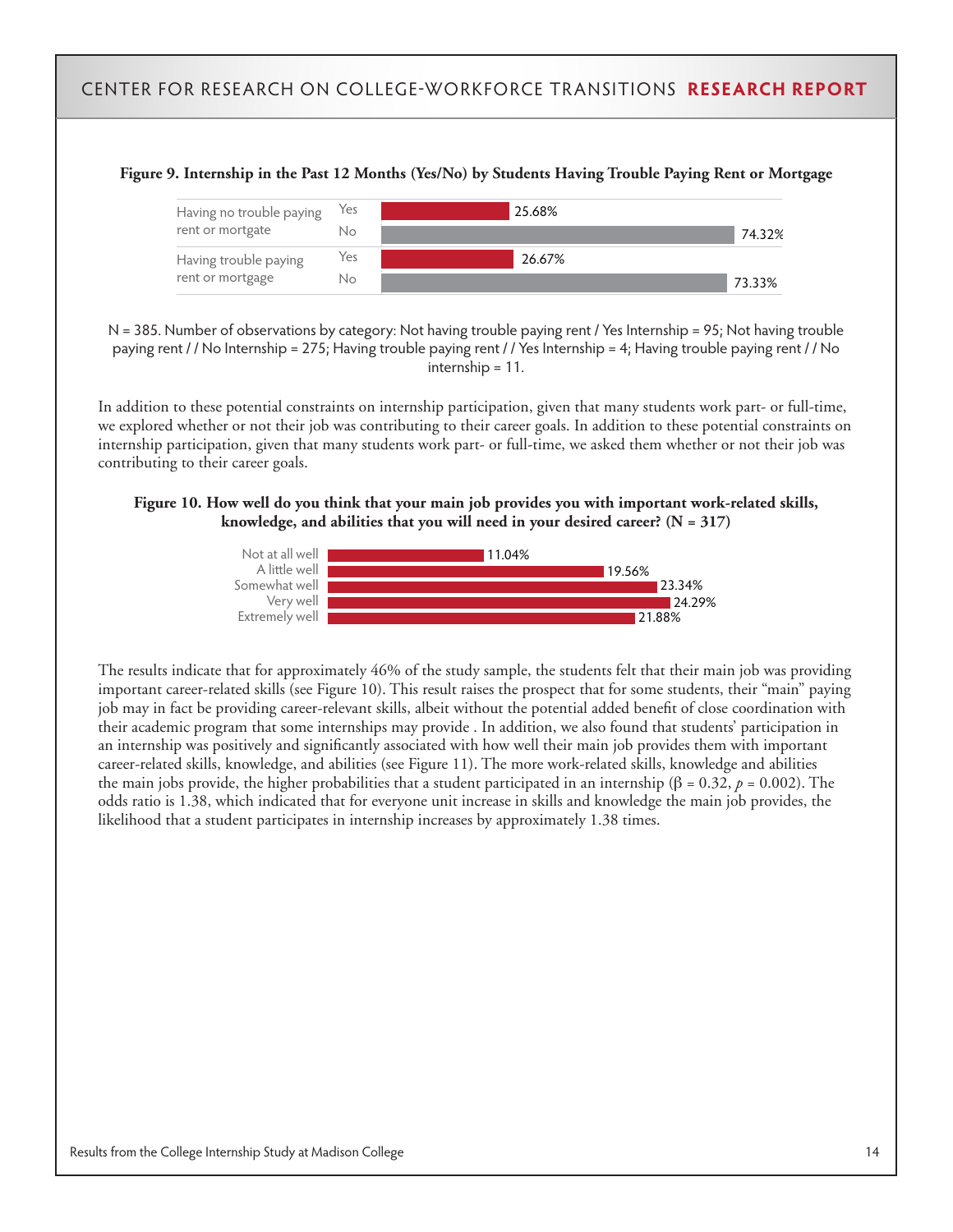**Figure 9. Internship in the Past 12 Months (Yes/No) by Students Having Trouble Paying Rent or Mortgage**

| | | |
|---|---|---|
| Having no trouble paying rent or mortgage | Yes | 25.68% |
| | No | 74.32% |
| Having trouble paying rent or mortgage | Yes | 26.67% |
| | No | 73.33% |

N = 385. Number of observations by category: Not having trouble paying rent / Yes Internship = 95; Not having trouble paying rent / / No Internship = 275; Having trouble paying rent / / Yes Internship = 4; Having trouble paying rent / / No internship = 11.

In addition to these potential constraints on internship participation, given that many students work part- or full-time, we explored whether or not their job was contributing to their career goals. In addition to these potential constraints on internship participation, given that many students work part- or full-time, we asked them whether or not their job was contributing to their career goals.

**Figure 10. How well do you think that your main job provides you with important work-related skills, knowledge, and abilities that you will need in your desired career? (N = 317)**

| | |
|---|---|
| Not at all well | 11.04% |
| A little well | 19.56% |
| Somewhat well | 23.34% |
| Very well | 24.29% |
| Extremely well | 21.88% |

The results indicate that for approximately 46% of the study sample, the students felt that their main job was providing important career-related skills (see Figure 10). This result raises the prospect that for some students, their "main" paying job may in fact be providing career-relevant skills, albeit without the potential added benefit of close coordination with their academic program that some internships may provide . In addition, we also found that students' participation in an internship was positively and significantly associated with how well their main job provides them with important career-related skills, knowledge, and abilities (see Figure 11). The more work-related skills, knowledge and abilities the main jobs provide, the higher probabilities that a student participated in an internship ($\beta = 0.32$, $p = 0.002$). The odds ratio is 1.38, which indicated that for everyone unit increase in skills and knowledge the main job provides, the likelihood that a student participates in internship increases by approximately 1.38 times.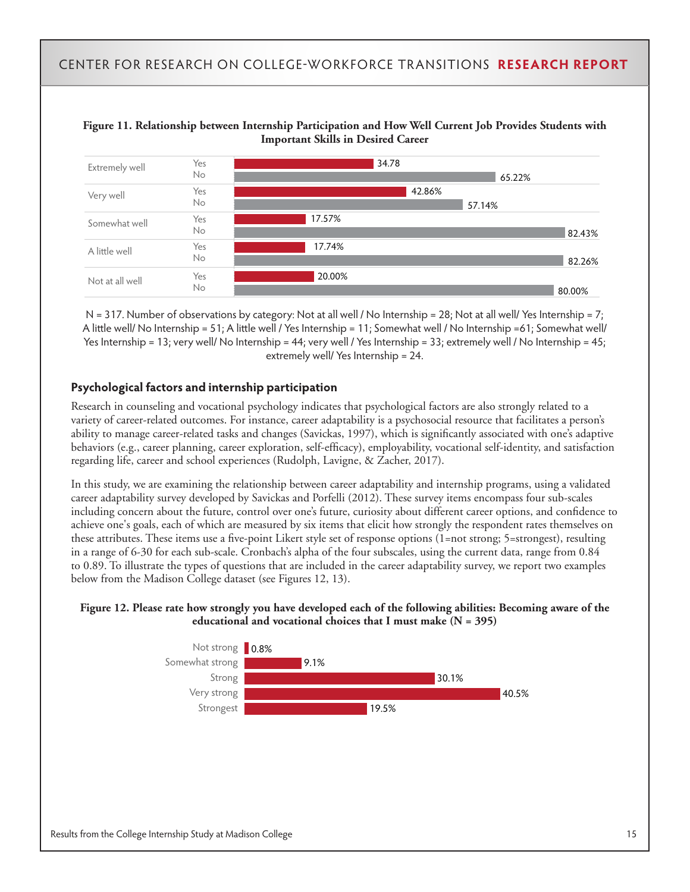**Figure 11. Relationship between Internship Participation and How Well Current Job Provides Students with Important Skills in Desired Career**

| | | |
|---|---|---|
| Extremely well | Yes | 34.78 |
| | No | 65.22% |
| Very well | Yes | 42.86% |
| | No | 57.14% |
| Somewhat well | Yes | 17.57% |
| | No | 82.43% |
| A little well | Yes | 17.74% |
| | No | 82.26% |
| Not at all well | Yes | 20.00% |
| | No | 80.00% |

N = 317. Number of observations by category: Not at all well / No Internship = 28; Not at all well/ Yes Internship = 7; A little well/ No Internship = 51; A little well / Yes Internship = 11; Somewhat well / No Internship =61; Somewhat well/ Yes Internship = 13; very well/ No Internship = 44; very well / Yes Internship = 33; extremely well / No Internship = 45; extremely well/ Yes Internship = 24.

## Psychological factors and internship participation

Research in counseling and vocational psychology indicates that psychological factors are also strongly related to a variety of career-related outcomes. For instance, career adaptability is a psychosocial resource that facilitates a person's ability to manage career-related tasks and changes (Savickas, 1997), which is significantly associated with one's adaptive behaviors (e.g., career planning, career exploration, self-efficacy), employability, vocational self-identity, and satisfaction regarding life, career and school experiences (Rudolph, Lavigne, & Zacher, 2017).

In this study, we are examining the relationship between career adaptability and internship programs, using a validated career adaptability survey developed by Savickas and Porfelli (2012). These survey items encompass four sub-scales including concern about the future, control over one's future, curiosity about different career options, and confidence to achieve one's goals, each of which are measured by six items that elicit how strongly the respondent rates themselves on these attributes. These items use a five-point Likert style set of response options (1=not strong; 5=strongest), resulting in a range of 6-30 for each sub-scale. Cronbach's alpha of the four subscales, using the current data, range from 0.84 to 0.89. To illustrate the types of questions that are included in the career adaptability survey, we report two examples below from the Madison College dataset (see Figures 12, 13).

**Figure 12. Please rate how strongly you have developed each of the following abilities: Becoming aware of the educational and vocational choices that I must make (N = 395)**

| | |
|---|---|
| Not strong | 0.8% |
| Somewhat strong | 9.1% |
| Strong | 30.1% |
| Very strong | 40.5% |
| Strongest | 19.5% |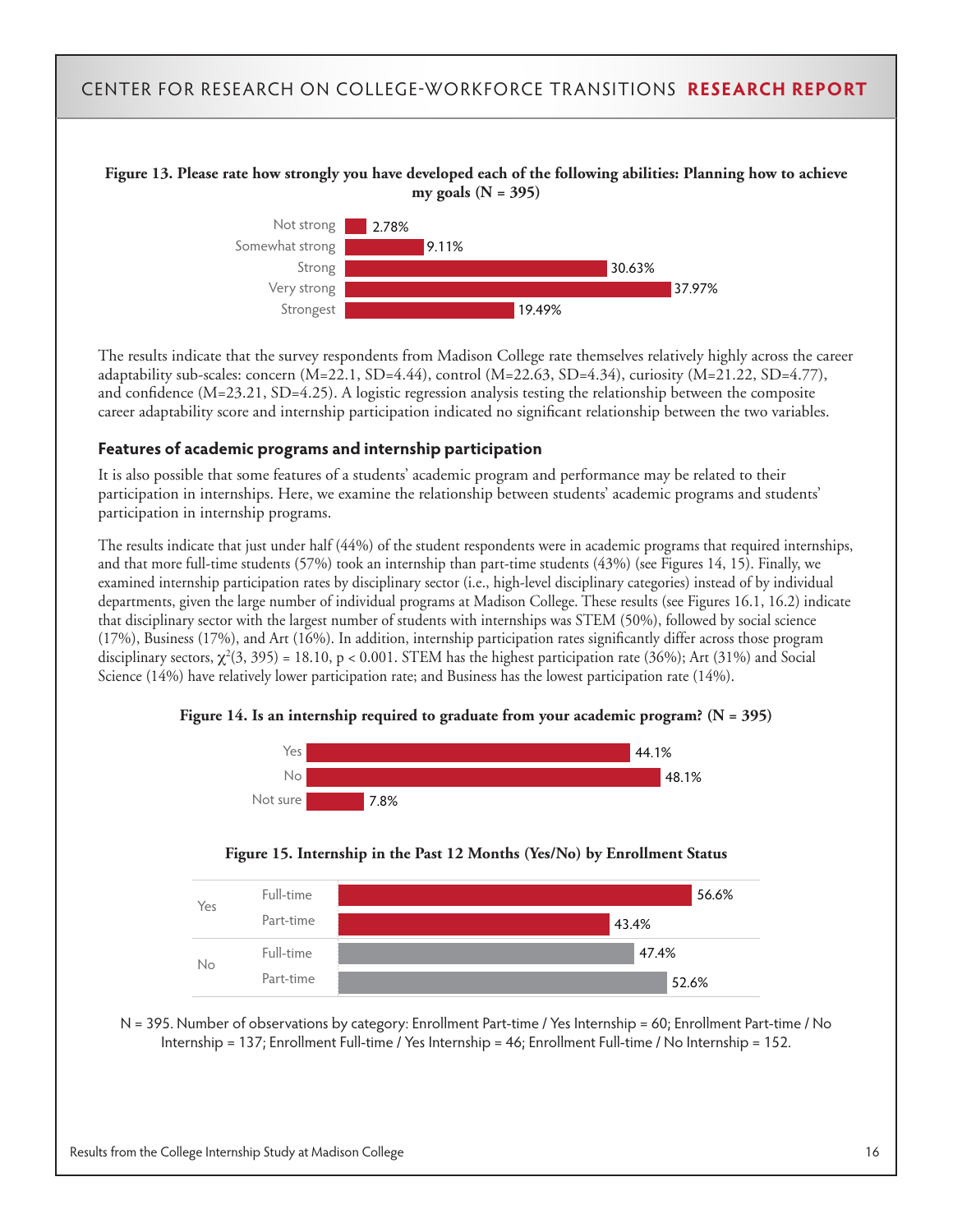**Figure 13. Please rate how strongly you have developed each of the following abilities: Planning how to achieve my goals (N = 395)**

| Response | Percentage |
|---|---|
| Not strong | 2.78% |
| Somewhat strong | 9.11% |
| Strong | 30.63% |
| Very strong | 37.97% |
| Strongest | 19.49% |

The results indicate that the survey respondents from Madison College rate themselves relatively highly across the career adaptability sub-scales: concern (M=22.1, SD=4.44), control (M=22.63, SD=4.34), curiosity (M=21.22, SD=4.77), and confidence (M=23.21, SD=4.25). A logistic regression analysis testing the relationship between the composite career adaptability score and internship participation indicated no significant relationship between the two variables.

### Features of academic programs and internship participation

It is also possible that some features of a students' academic program and performance may be related to their participation in internships. Here, we examine the relationship between students' academic programs and students' participation in internship programs.

The results indicate that just under half (44%) of the student respondents were in academic programs that required internships, and that more full-time students (57%) took an internship than part-time students (43%) (see Figures 14, 15). Finally, we examined internship participation rates by disciplinary sector (i.e., high-level disciplinary categories) instead of by individual departments, given the large number of individual programs at Madison College. These results (see Figures 16.1, 16.2) indicate that disciplinary sector with the largest number of students with internships was STEM (50%), followed by social science (17%), Business (17%), and Art (16%). In addition, internship participation rates significantly differ across those program disciplinary sectors, $\chi^2(3, 395) = 18.10$, $p < 0.001$. STEM has the highest participation rate (36%); Art (31%) and Social Science (14%) have relatively lower participation rate; and Business has the lowest participation rate (14%).

**Figure 14. Is an internship required to graduate from your academic program? (N = 395)**

| Response | Percentage |
|---|---|
| Yes | 44.1% |
| No | 48.1% |
| Not sure | 7.8% |

**Figure 15. Internship in the Past 12 Months (Yes/No) by Enrollment Status**

| Internship | Enrollment | Percentage |
|---|---|---|
| Yes | Full-time | 56.6% |
| | Part-time | 43.4% |
| No | Full-time | 47.4% |
| | Part-time | 52.6% |

N = 395. Number of observations by category: Enrollment Part-time / Yes Internship = 60; Enrollment Part-time / No Internship = 137; Enrollment Full-time / Yes Internship = 46; Enrollment Full-time / No Internship = 152.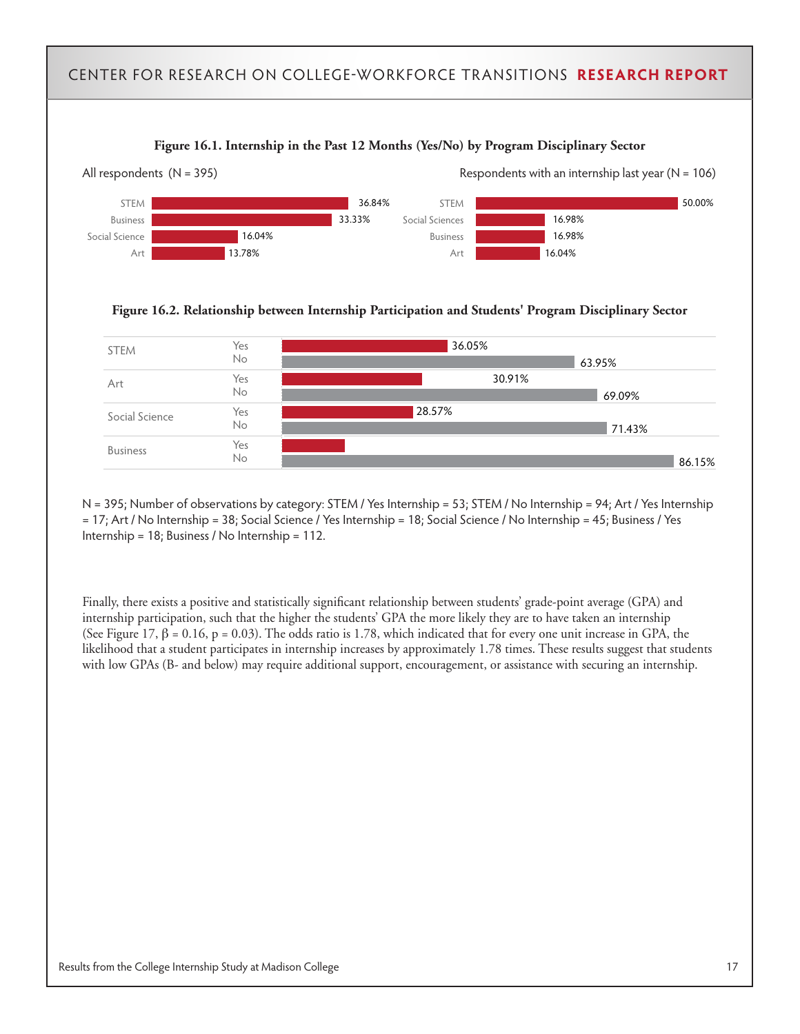**Figure 16.1. Internship in the Past 12 Months (Yes/No) by Program Disciplinary Sector**

All respondents (N = 395)

| Sector | Percent |
|---|---|
| STEM | 36.84% |
| Business | 33.33% |
| Social Science | 16.04% |
| Art | 13.78% |

Respondents with an internship last year (N = 106)

| Sector | Percent |
|---|---|
| STEM | 50.00% |
| Social Sciences | 16.98% |
| Business | 16.98% |
| Art | 16.04% |

**Figure 16.2. Relationship between Internship Participation and Students' Program Disciplinary Sector**

| Sector | Yes | No |
|---|---|---|
| STEM | 36.05% | 63.95% |
| Art | 30.91% | 69.09% |
| Social Science | 28.57% | 71.43% |
| Business | | 86.15% |

N = 395; Number of observations by category: STEM / Yes Internship = 53; STEM / No Internship = 94; Art / Yes Internship = 17; Art / No Internship = 38; Social Science / Yes Internship = 18; Social Science / No Internship = 45; Business / Yes Internship = 18; Business / No Internship = 112.

Finally, there exists a positive and statistically significant relationship between students' grade-point average (GPA) and internship participation, such that the higher the students' GPA the more likely they are to have taken an internship (See Figure 17, $\beta = 0.16$, $p = 0.03$). The odds ratio is 1.78, which indicated that for every one unit increase in GPA, the likelihood that a student participates in internship increases by approximately 1.78 times. These results suggest that students with low GPAs (B- and below) may require additional support, encouragement, or assistance with securing an internship.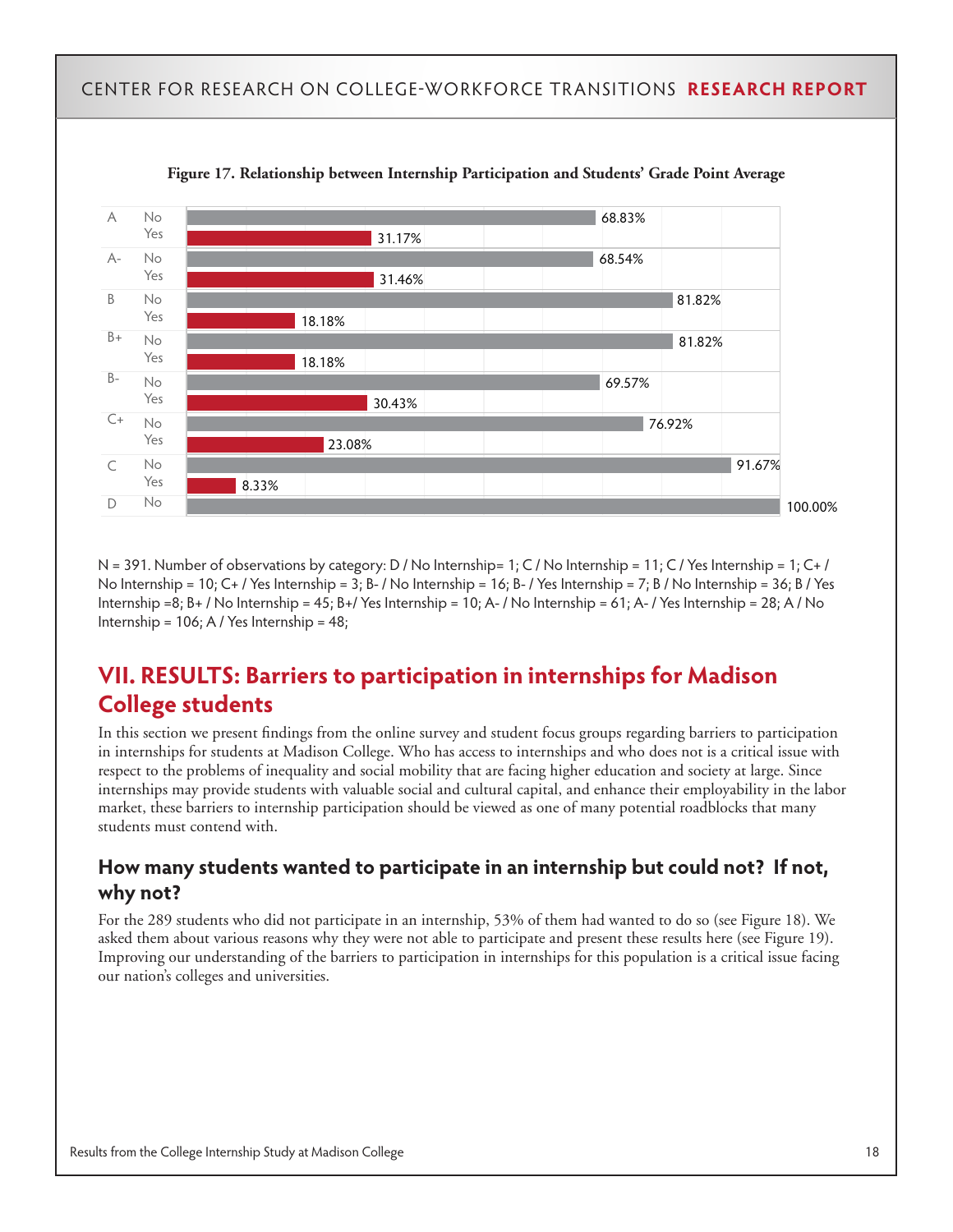**Figure 17. Relationship between Internship Participation and Students' Grade Point Average**

| GPA | Internship | Percentage |
|---|---|---|
| A | No | 68.83% |
| | Yes | 31.17% |
| A- | No | 68.54% |
| | Yes | 31.46% |
| B | No | 81.82% |
| | Yes | 18.18% |
| B+ | No | 81.82% |
| | Yes | 18.18% |
| B- | No | 69.57% |
| | Yes | 30.43% |
| C+ | No | 76.92% |
| | Yes | 23.08% |
| C | No | 91.67% |
| | Yes | 8.33% |
| D | No | 100.00% |

N = 391. Number of observations by category: D / No Internship= 1; C / No Internship = 11; C / Yes Internship = 1; C+ / No Internship = 10; C+ / Yes Internship = 3; B- / No Internship = 16; B- / Yes Internship = 7; B / No Internship = 36; B / Yes Internship =8; B+ / No Internship = 45; B+/ Yes Internship = 10; A- / No Internship = 61; A- / Yes Internship = 28; A / No Internship = 106; A / Yes Internship = 48;

## VII. RESULTS: Barriers to participation in internships for Madison College students

In this section we present findings from the online survey and student focus groups regarding barriers to participation in internships for students at Madison College. Who has access to internships and who does not is a critical issue with respect to the problems of inequality and social mobility that are facing higher education and society at large. Since internships may provide students with valuable social and cultural capital, and enhance their employability in the labor market, these barriers to internship participation should be viewed as one of many potential roadblocks that many students must contend with.

### How many students wanted to participate in an internship but could not? If not, why not?

For the 289 students who did not participate in an internship, 53% of them had wanted to do so (see Figure 18). We asked them about various reasons why they were not able to participate and present these results here (see Figure 19). Improving our understanding of the barriers to participation in internships for this population is a critical issue facing our nation's colleges and universities.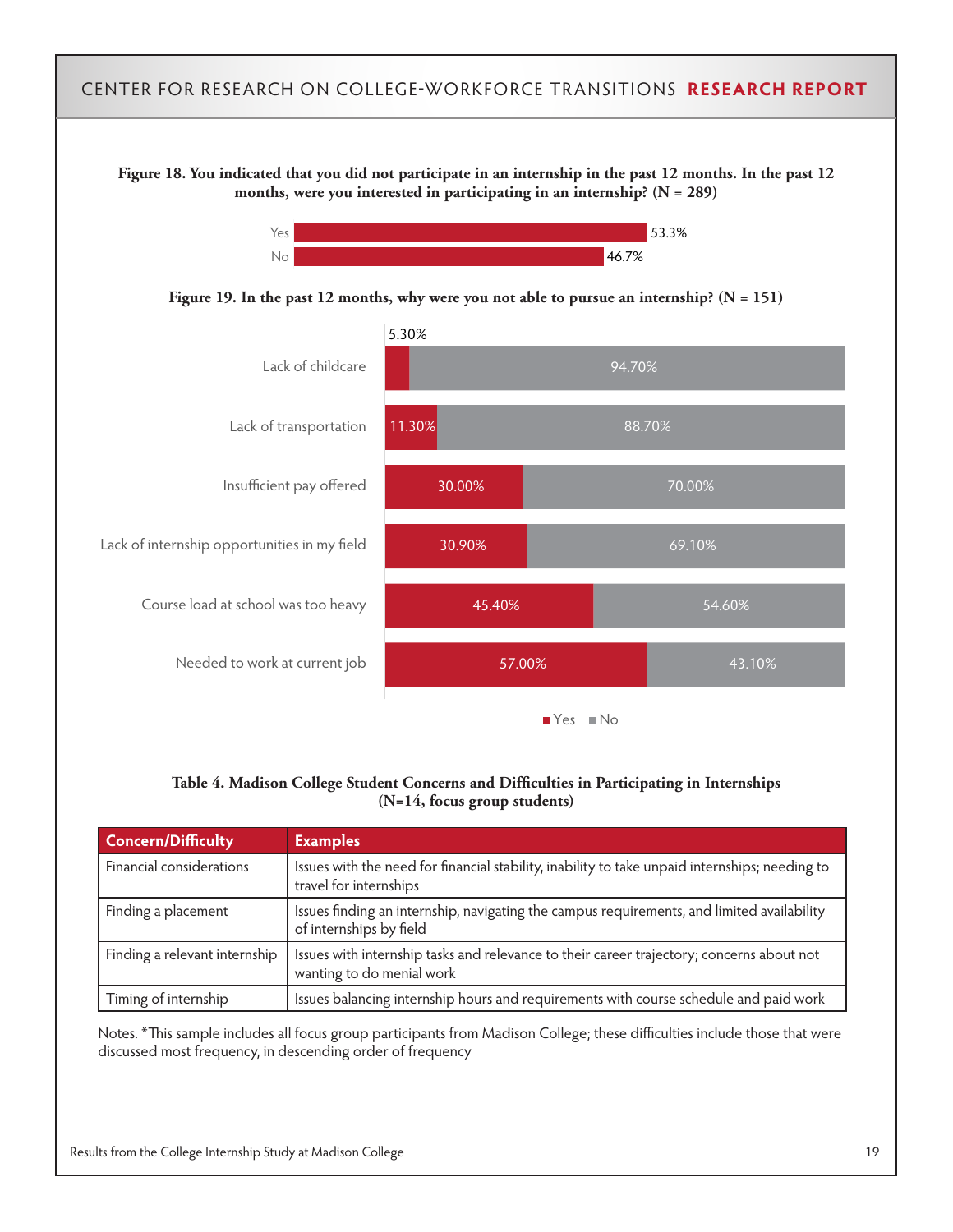**Figure 18. You indicated that you did not participate in an internship in the past 12 months. In the past 12 months, were you interested in participating in an internship? (N = 289)**

| Response | Percent |
|---|---|
| Yes | 53.3% |
| No | 46.7% |

**Figure 19. In the past 12 months, why were you not able to pursue an internship? (N = 151)**

| Reason | Yes | No |
|---|---|---|
| Lack of childcare | 5.30% | 94.70% |
| Lack of transportation | 11.30% | 88.70% |
| Insufficient pay offered | 30.00% | 70.00% |
| Lack of internship opportunities in my field | 30.90% | 69.10% |
| Course load at school was too heavy | 45.40% | 54.60% |
| Needed to work at current job | 57.00% | 43.10% |

**Table 4. Madison College Student Concerns and Difficulties in Participating in Internships (N=14, focus group students)**

| Concern/Difficulty | Examples |
|---|---|
| Financial considerations | Issues with the need for financial stability, inability to take unpaid internships; needing to travel for internships |
| Finding a placement | Issues finding an internship, navigating the campus requirements, and limited availability of internships by field |
| Finding a relevant internship | Issues with internship tasks and relevance to their career trajectory; concerns about not wanting to do menial work |
| Timing of internship | Issues balancing internship hours and requirements with course schedule and paid work |

Notes. *This sample includes all focus group participants from Madison College; these difficulties include those that were discussed most frequency, in descending order of frequency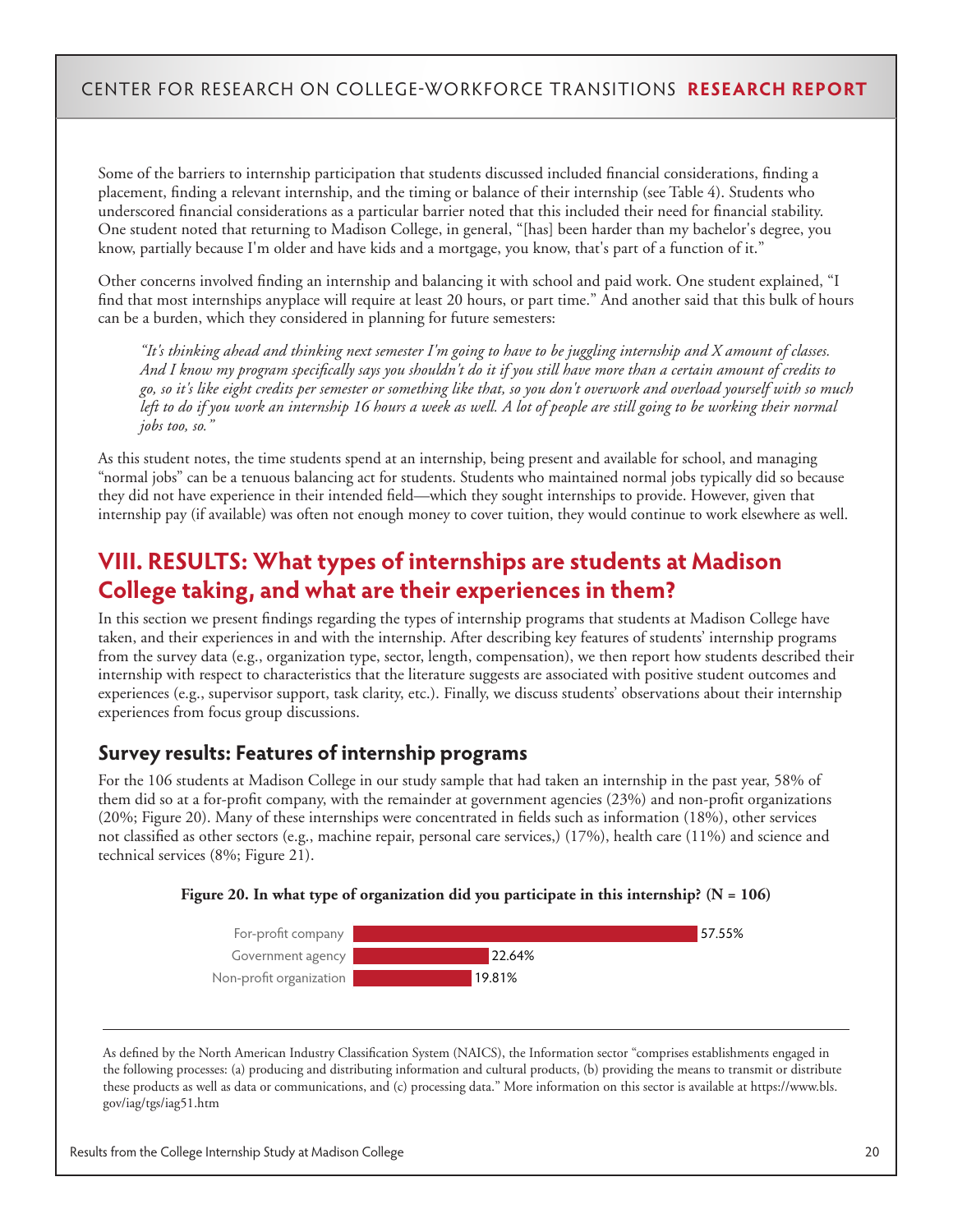Some of the barriers to internship participation that students discussed included financial considerations, finding a placement, finding a relevant internship, and the timing or balance of their internship (see Table 4). Students who underscored financial considerations as a particular barrier noted that this included their need for financial stability. One student noted that returning to Madison College, in general, "[has] been harder than my bachelor's degree, you know, partially because I'm older and have kids and a mortgage, you know, that's part of a function of it."

Other concerns involved finding an internship and balancing it with school and paid work. One student explained, "I find that most internships anyplace will require at least 20 hours, or part time." And another said that this bulk of hours can be a burden, which they considered in planning for future semesters:

> *"It's thinking ahead and thinking next semester I'm going to have to be juggling internship and X amount of classes. And I know my program specifically says you shouldn't do it if you still have more than a certain amount of credits to go, so it's like eight credits per semester or something like that, so you don't overwork and overload yourself with so much left to do if you work an internship 16 hours a week as well. A lot of people are still going to be working their normal jobs too, so."*

As this student notes, the time students spend at an internship, being present and available for school, and managing "normal jobs" can be a tenuous balancing act for students. Students who maintained normal jobs typically did so because they did not have experience in their intended field—which they sought internships to provide. However, given that internship pay (if available) was often not enough money to cover tuition, they would continue to work elsewhere as well.

## VIII. RESULTS: What types of internships are students at Madison College taking, and what are their experiences in them?

In this section we present findings regarding the types of internship programs that students at Madison College have taken, and their experiences in and with the internship. After describing key features of students' internship programs from the survey data (e.g., organization type, sector, length, compensation), we then report how students described their internship with respect to characteristics that the literature suggests are associated with positive student outcomes and experiences (e.g., supervisor support, task clarity, etc.). Finally, we discuss students' observations about their internship experiences from focus group discussions.

### Survey results: Features of internship programs

For the 106 students at Madison College in our study sample that had taken an internship in the past year, 58% of them did so at a for-profit company, with the remainder at government agencies (23%) and non-profit organizations (20%; Figure 20). Many of these internships were concentrated in fields such as information (18%), other services not classified as other sectors (e.g., machine repair, personal care services,) (17%), health care (11%) and science and technical services (8%; Figure 21).

**Figure 20. In what type of organization did you participate in this internship? (N = 106)**

| Organization type | Percent |
|---|---|
| For-profit company | 57.55% |
| Government agency | 22.64% |
| Non-profit organization | 19.81% |

---

As defined by the North American Industry Classification System (NAICS), the Information sector "comprises establishments engaged in the following processes: (a) producing and distributing information and cultural products, (b) providing the means to transmit or distribute these products as well as data or communications, and (c) processing data." More information on this sector is available at https://www.bls.gov/iag/tgs/iag51.htm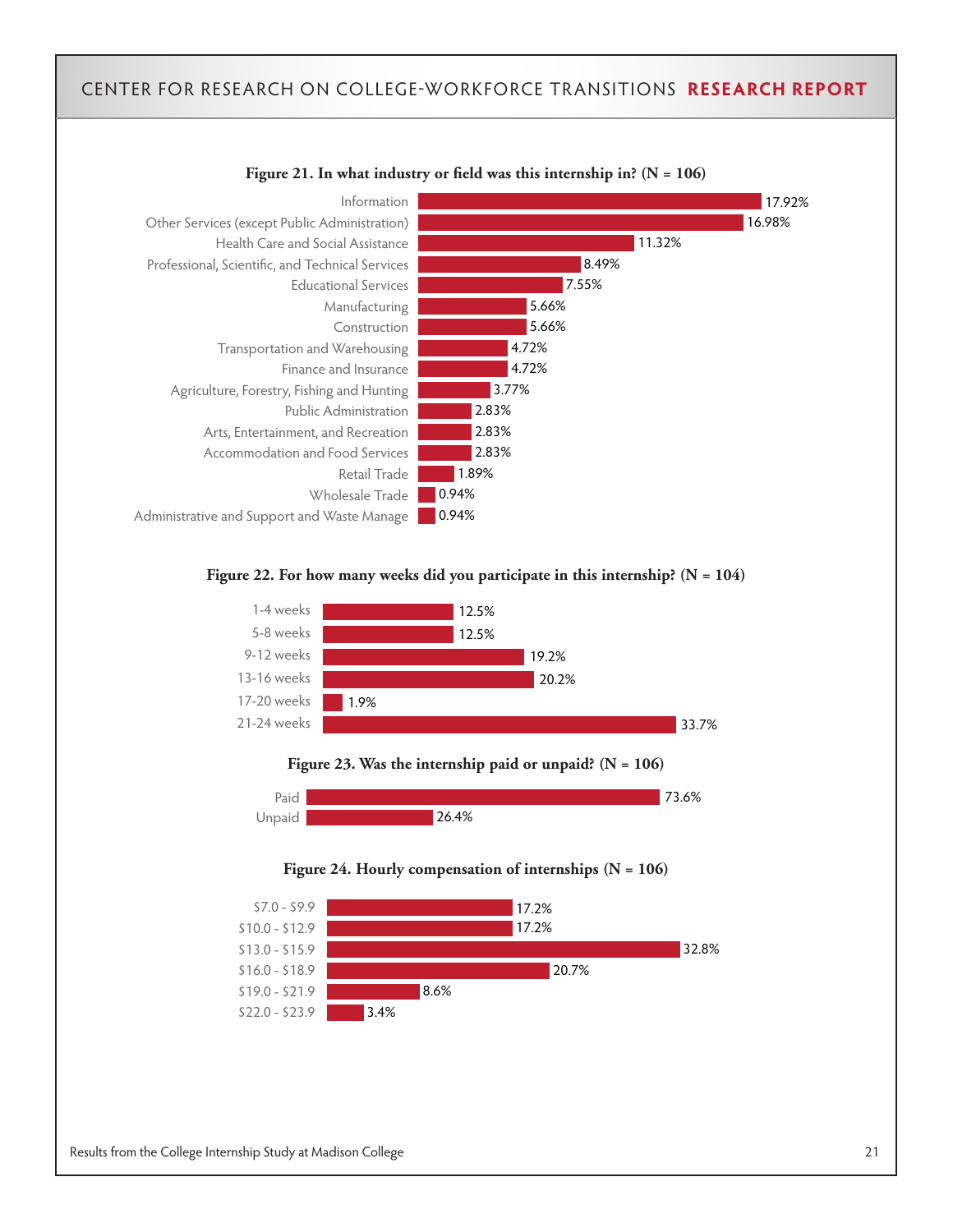**Figure 21. In what industry or field was this internship in? (N = 106)**

| Industry | Percent |
|---|---|
| Information | 17.92% |
| Other Services (except Public Administration) | 16.98% |
| Health Care and Social Assistance | 11.32% |
| Professional, Scientific, and Technical Services | 8.49% |
| Educational Services | 7.55% |
| Manufacturing | 5.66% |
| Construction | 5.66% |
| Transportation and Warehousing | 4.72% |
| Finance and Insurance | 4.72% |
| Agriculture, Forestry, Fishing and Hunting | 3.77% |
| Public Administration | 2.83% |
| Arts, Entertainment, and Recreation | 2.83% |
| Accommodation and Food Services | 2.83% |
| Retail Trade | 1.89% |
| Wholesale Trade | 0.94% |
| Administrative and Support and Waste Manage | 0.94% |

**Figure 22. For how many weeks did you participate in this internship? (N = 104)**

| Weeks | Percent |
|---|---|
| 1-4 weeks | 12.5% |
| 5-8 weeks | 12.5% |
| 9-12 weeks | 19.2% |
| 13-16 weeks | 20.2% |
| 17-20 weeks | 1.9% |
| 21-24 weeks | 33.7% |

**Figure 23. Was the internship paid or unpaid? (N = 106)**

| | Percent |
|---|---|
| Paid | 73.6% |
| Unpaid | 26.4% |

**Figure 24. Hourly compensation of internships (N = 106)**

| Hourly compensation | Percent |
|---|---|
| $7.0 - $9.9 | 17.2% |
| $10.0 - $12.9 | 17.2% |
| $13.0 - $15.9 | 32.8% |
| $16.0 - $18.9 | 20.7% |
| $19.0 - $21.9 | 8.6% |
| $22.0 - $23.9 | 3.4% |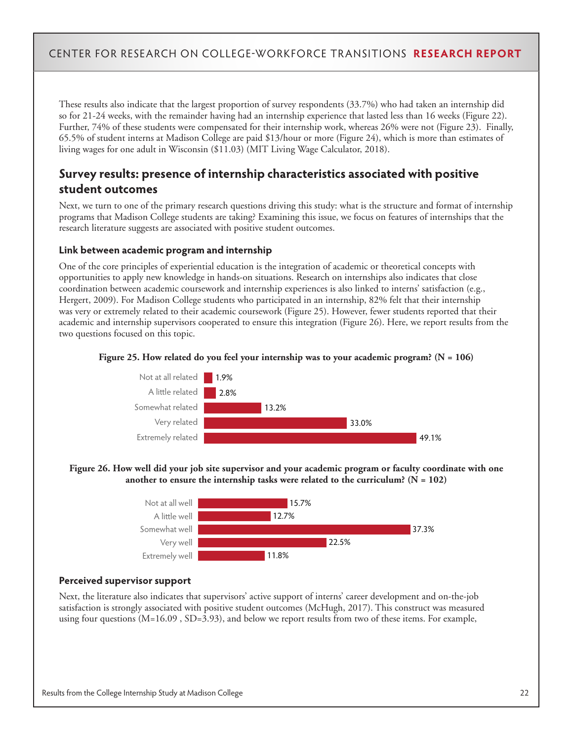These results also indicate that the largest proportion of survey respondents (33.7%) who had taken an internship did so for 21-24 weeks, with the remainder having had an internship experience that lasted less than 16 weeks (Figure 22). Further, 74% of these students were compensated for their internship work, whereas 26% were not (Figure 23). Finally, 65.5% of student interns at Madison College are paid $13/hour or more (Figure 24), which is more than estimates of living wages for one adult in Wisconsin ($11.03) (MIT Living Wage Calculator, 2018).

## Survey results: presence of internship characteristics associated with positive student outcomes

Next, we turn to one of the primary research questions driving this study: what is the structure and format of internship programs that Madison College students are taking? Examining this issue, we focus on features of internships that the research literature suggests are associated with positive student outcomes.

### Link between academic program and internship

One of the core principles of experiential education is the integration of academic or theoretical concepts with opportunities to apply new knowledge in hands-on situations. Research on internships also indicates that close coordination between academic coursework and internship experiences is also linked to interns' satisfaction (e.g., Hergert, 2009). For Madison College students who participated in an internship, 82% felt that their internship was very or extremely related to their academic coursework (Figure 25). However, fewer students reported that their academic and internship supervisors cooperated to ensure this integration (Figure 26). Here, we report results from the two questions focused on this topic.

**Figure 25. How related do you feel your internship was to your academic program? (N = 106)**

| Response | Percent |
|---|---|
| Not at all related | 1.9% |
| A little related | 2.8% |
| Somewhat related | 13.2% |
| Very related | 33.0% |
| Extremely related | 49.1% |

**Figure 26. How well did your job site supervisor and your academic program or faculty coordinate with one another to ensure the internship tasks were related to the curriculum? (N = 102)**

| Response | Percent |
|---|---|
| Not at all well | 15.7% |
| A little well | 12.7% |
| Somewhat well | 37.3% |
| Very well | 22.5% |
| Extremely well | 11.8% |

### Perceived supervisor support

Next, the literature also indicates that supervisors' active support of interns' career development and on-the-job satisfaction is strongly associated with positive student outcomes (McHugh, 2017). This construct was measured using four questions (M=16.09 , SD=3.93), and below we report results from two of these items. For example,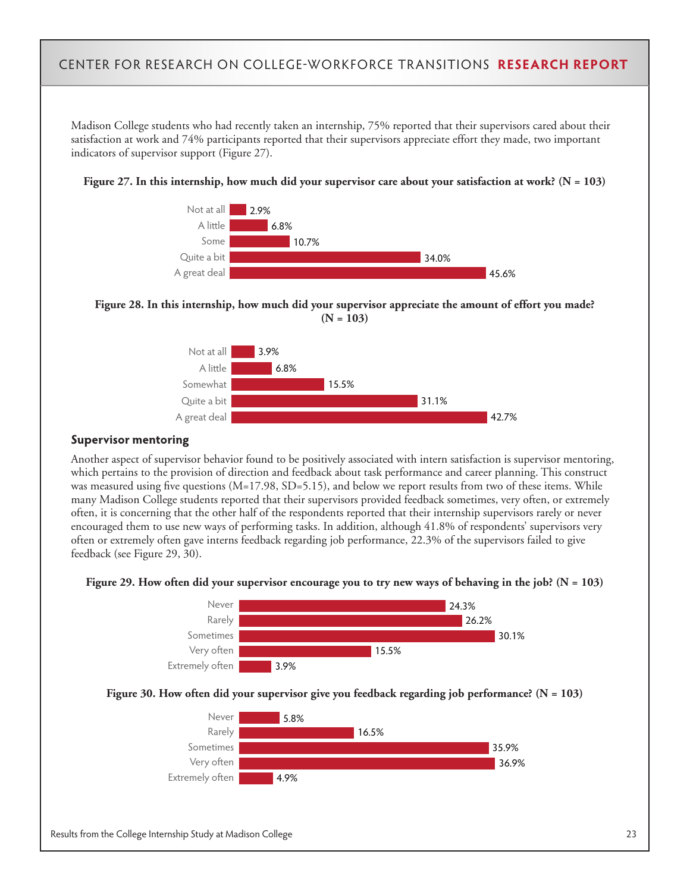Madison College students who had recently taken an internship, 75% reported that their supervisors cared about their satisfaction at work and 74% participants reported that their supervisors appreciate effort they made, two important indicators of supervisor support (Figure 27).

**Figure 27. In this internship, how much did your supervisor care about your satisfaction at work? (N = 103)**

| Response | Percent |
|---|---|
| Not at all | 2.9% |
| A little | 6.8% |
| Some | 10.7% |
| Quite a bit | 34.0% |
| A great deal | 45.6% |

**Figure 28. In this internship, how much did your supervisor appreciate the amount of effort you made? (N = 103)**

| Response | Percent |
|---|---|
| Not at all | 3.9% |
| A little | 6.8% |
| Somewhat | 15.5% |
| Quite a bit | 31.1% |
| A great deal | 42.7% |

## Supervisor mentoring

Another aspect of supervisor behavior found to be positively associated with intern satisfaction is supervisor mentoring, which pertains to the provision of direction and feedback about task performance and career planning. This construct was measured using five questions (M=17.98, SD=5.15), and below we report results from two of these items. While many Madison College students reported that their supervisors provided feedback sometimes, very often, or extremely often, it is concerning that the other half of the respondents reported that their internship supervisors rarely or never encouraged them to use new ways of performing tasks. In addition, although 41.8% of respondents' supervisors very often or extremely often gave interns feedback regarding job performance, 22.3% of the supervisors failed to give feedback (see Figure 29, 30).

**Figure 29. How often did your supervisor encourage you to try new ways of behaving in the job? (N = 103)**

| Response | Percent |
|---|---|
| Never | 24.3% |
| Rarely | 26.2% |
| Sometimes | 30.1% |
| Very often | 15.5% |
| Extremely often | 3.9% |

**Figure 30. How often did your supervisor give you feedback regarding job performance? (N = 103)**

| Response | Percent |
|---|---|
| Never | 5.8% |
| Rarely | 16.5% |
| Sometimes | 35.9% |
| Very often | 36.9% |
| Extremely often | 4.9% |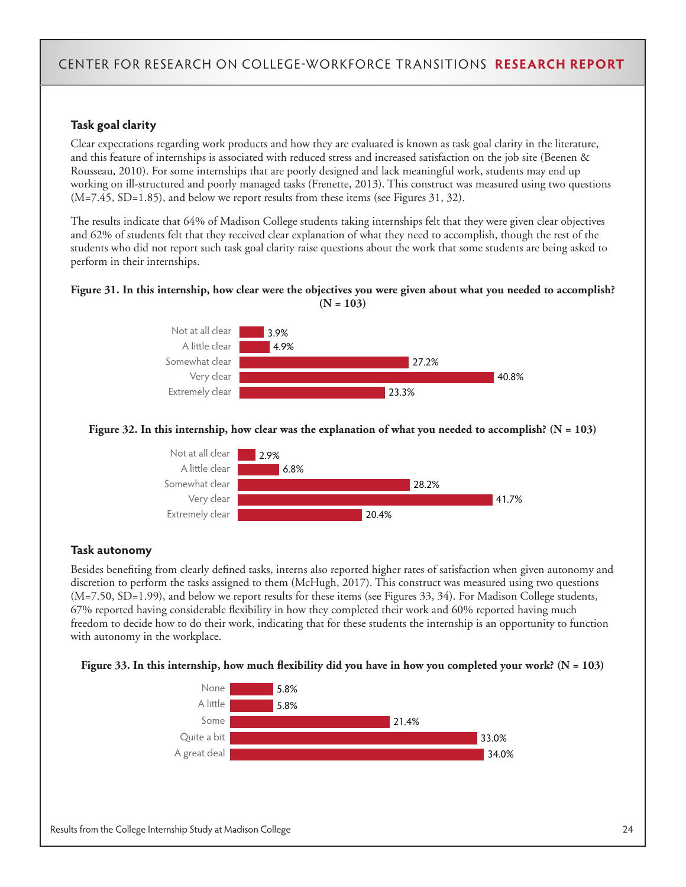### Task goal clarity

Clear expectations regarding work products and how they are evaluated is known as task goal clarity in the literature, and this feature of internships is associated with reduced stress and increased satisfaction on the job site (Beenen & Rousseau, 2010). For some internships that are poorly designed and lack meaningful work, students may end up working on ill-structured and poorly managed tasks (Frenette, 2013). This construct was measured using two questions (M=7.45, SD=1.85), and below we report results from these items (see Figures 31, 32).

The results indicate that 64% of Madison College students taking internships felt that they were given clear objectives and 62% of students felt that they received clear explanation of what they need to accomplish, though the rest of the students who did not report such task goal clarity raise questions about the work that some students are being asked to perform in their internships.

**Figure 31. In this internship, how clear were the objectives you were given about what you needed to accomplish? (N = 103)**

| Response | Percent |
|---|---|
| Not at all clear | 3.9% |
| A little clear | 4.9% |
| Somewhat clear | 27.2% |
| Very clear | 40.8% |
| Extremely clear | 23.3% |

**Figure 32. In this internship, how clear was the explanation of what you needed to accomplish? (N = 103)**

| Response | Percent |
|---|---|
| Not at all clear | 2.9% |
| A little clear | 6.8% |
| Somewhat clear | 28.2% |
| Very clear | 41.7% |
| Extremely clear | 20.4% |

### Task autonomy

Besides benefiting from clearly defined tasks, interns also reported higher rates of satisfaction when given autonomy and discretion to perform the tasks assigned to them (McHugh, 2017). This construct was measured using two questions (M=7.50, SD=1.99), and below we report results for these items (see Figures 33, 34). For Madison College students, 67% reported having considerable flexibility in how they completed their work and 60% reported having much freedom to decide how to do their work, indicating that for these students the internship is an opportunity to function with autonomy in the workplace.

**Figure 33. In this internship, how much flexibility did you have in how you completed your work? (N = 103)**

| Response | Percent |
|---|---|
| None | 5.8% |
| A little | 5.8% |
| Some | 21.4% |
| Quite a bit | 33.0% |
| A great deal | 34.0% |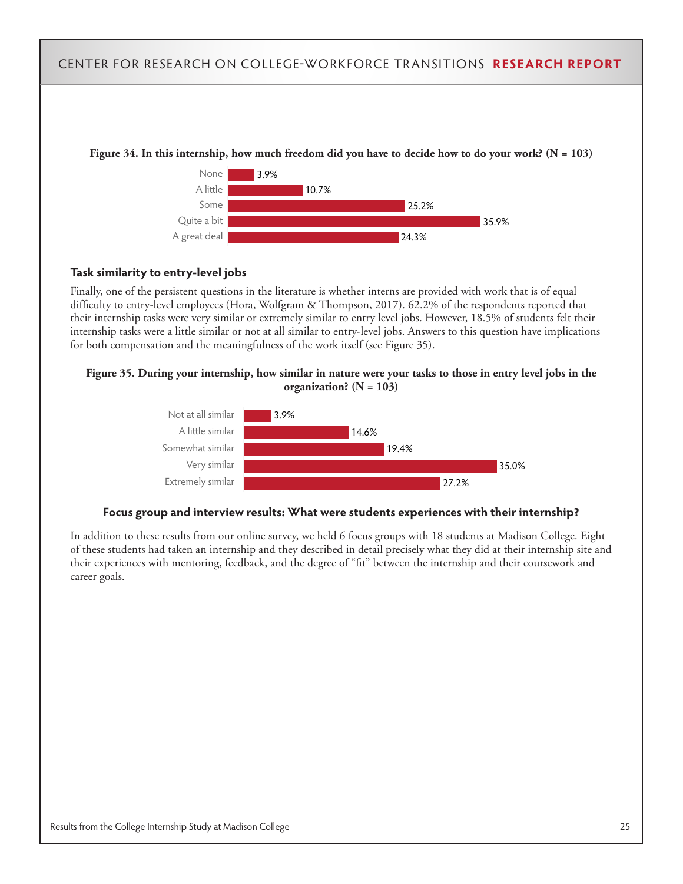**Figure 34. In this internship, how much freedom did you have to decide how to do your work? (N = 103)**

| Response | Percent |
| --- | --- |
| None | 3.9% |
| A little | 10.7% |
| Some | 25.2% |
| Quite a bit | 35.9% |
| A great deal | 24.3% |

### Task similarity to entry-level jobs

Finally, one of the persistent questions in the literature is whether interns are provided with work that is of equal difficulty to entry-level employees (Hora, Wolfgram & Thompson, 2017). 62.2% of the respondents reported that their internship tasks were very similar or extremely similar to entry level jobs. However, 18.5% of students felt their internship tasks were a little similar or not at all similar to entry-level jobs. Answers to this question have implications for both compensation and the meaningfulness of the work itself (see Figure 35).

**Figure 35. During your internship, how similar in nature were your tasks to those in entry level jobs in the organization? (N = 103)**

| Response | Percent |
| --- | --- |
| Not at all similar | 3.9% |
| A little similar | 14.6% |
| Somewhat similar | 19.4% |
| Very similar | 35.0% |
| Extremely similar | 27.2% |

### Focus group and interview results: What were students experiences with their internship?

In addition to these results from our online survey, we held 6 focus groups with 18 students at Madison College. Eight of these students had taken an internship and they described in detail precisely what they did at their internship site and their experiences with mentoring, feedback, and the degree of "fit" between the internship and their coursework and career goals.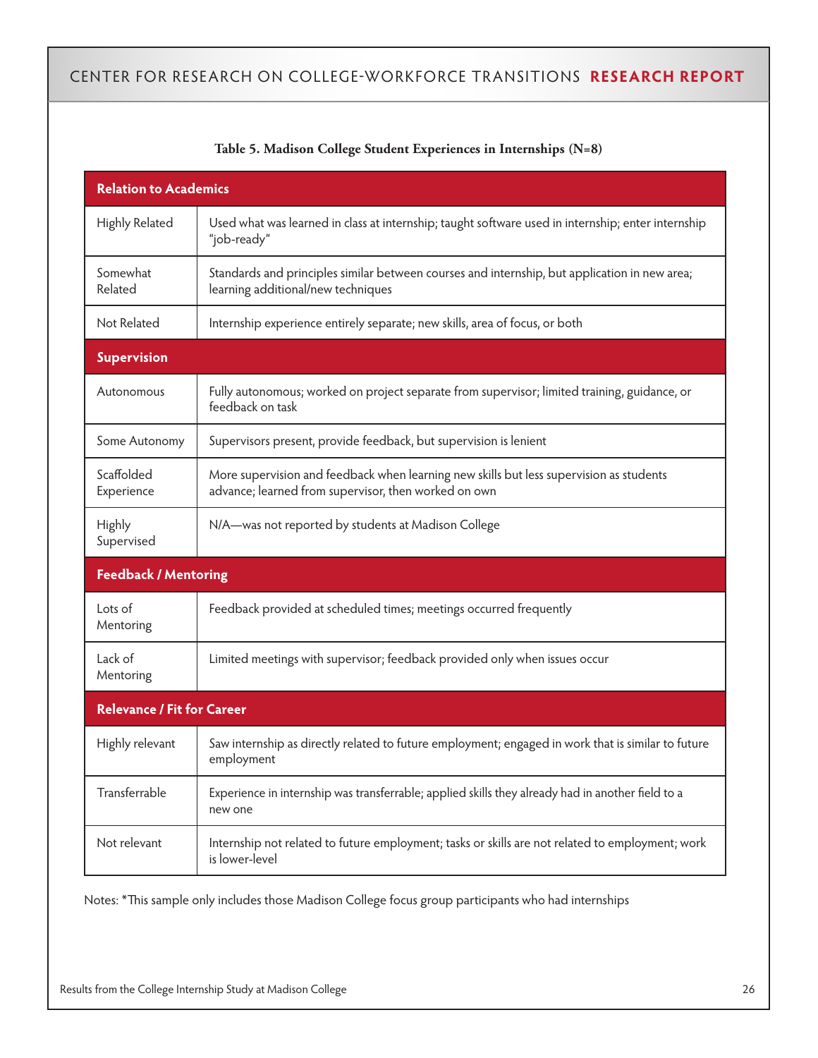**Table 5. Madison College Student Experiences in Internships (N=8)**

| **Relation to Academics** | |
|---|---|
| Highly Related | Used what was learned in class at internship; taught software used in internship; enter internship "job-ready" |
| Somewhat Related | Standards and principles similar between courses and internship, but application in new area; learning additional/new techniques |
| Not Related | Internship experience entirely separate; new skills, area of focus, or both |
| **Supervision** | |
| Autonomous | Fully autonomous; worked on project separate from supervisor; limited training, guidance, or feedback on task |
| Some Autonomy | Supervisors present, provide feedback, but supervision is lenient |
| Scaffolded Experience | More supervision and feedback when learning new skills but less supervision as students advance; learned from supervisor, then worked on own |
| Highly Supervised | N/A—was not reported by students at Madison College |
| **Feedback / Mentoring** | |
| Lots of Mentoring | Feedback provided at scheduled times; meetings occurred frequently |
| Lack of Mentoring | Limited meetings with supervisor; feedback provided only when issues occur |
| **Relevance / Fit for Career** | |
| Highly relevant | Saw internship as directly related to future employment; engaged in work that is similar to future employment |
| Transferrable | Experience in internship was transferrable; applied skills they already had in another field to a new one |
| Not relevant | Internship not related to future employment; tasks or skills are not related to employment; work is lower-level |

Notes: *This sample only includes those Madison College focus group participants who had internships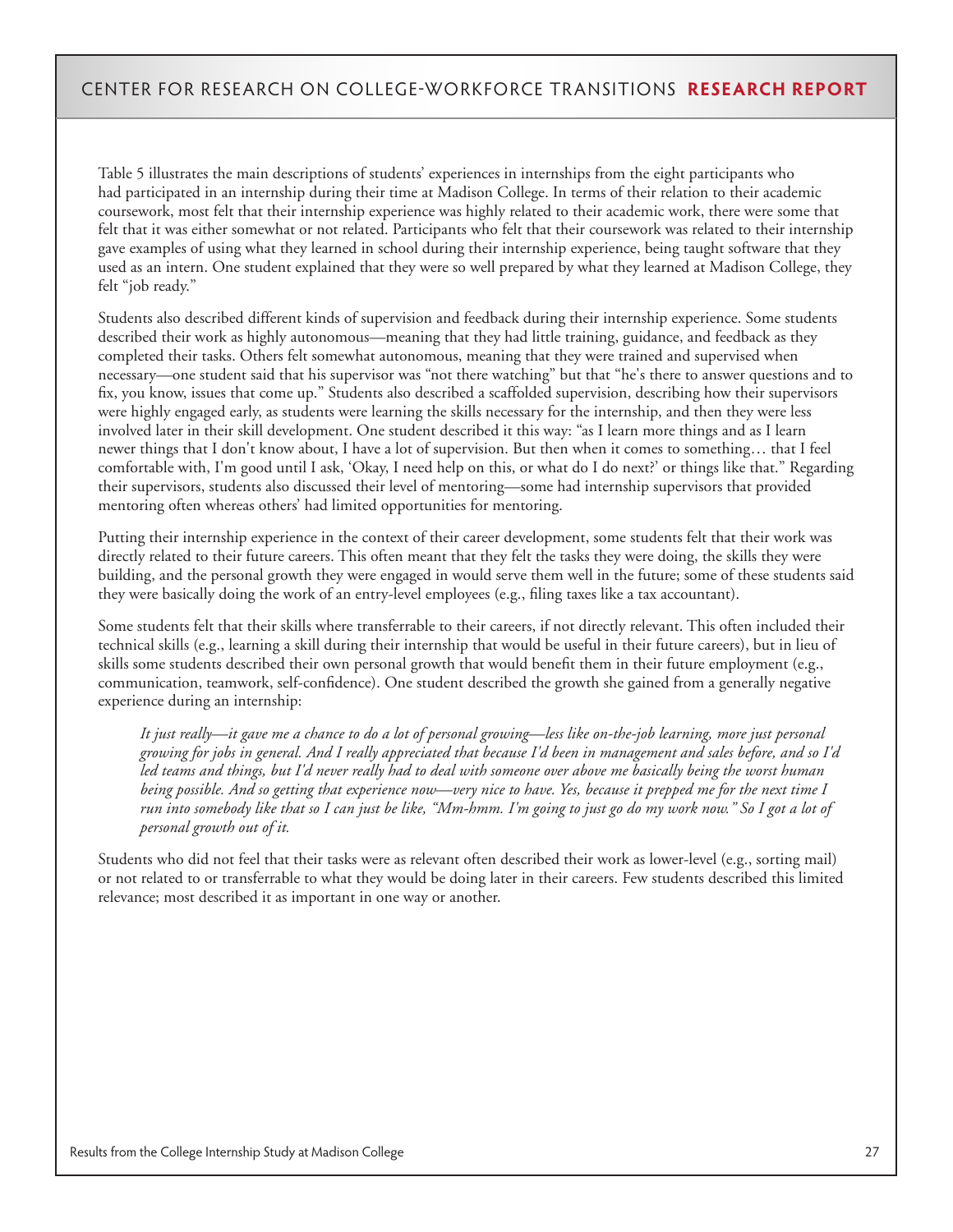Table 5 illustrates the main descriptions of students' experiences in internships from the eight participants who had participated in an internship during their time at Madison College. In terms of their relation to their academic coursework, most felt that their internship experience was highly related to their academic work, there were some that felt that it was either somewhat or not related. Participants who felt that their coursework was related to their internship gave examples of using what they learned in school during their internship experience, being taught software that they used as an intern. One student explained that they were so well prepared by what they learned at Madison College, they felt "job ready."

Students also described different kinds of supervision and feedback during their internship experience. Some students described their work as highly autonomous—meaning that they had little training, guidance, and feedback as they completed their tasks. Others felt somewhat autonomous, meaning that they were trained and supervised when necessary—one student said that his supervisor was "not there watching" but that "he's there to answer questions and to fix, you know, issues that come up." Students also described a scaffolded supervision, describing how their supervisors were highly engaged early, as students were learning the skills necessary for the internship, and then they were less involved later in their skill development. One student described it this way: "as I learn more things and as I learn newer things that I don't know about, I have a lot of supervision. But then when it comes to something… that I feel comfortable with, I'm good until I ask, 'Okay, I need help on this, or what do I do next?' or things like that." Regarding their supervisors, students also discussed their level of mentoring—some had internship supervisors that provided mentoring often whereas others' had limited opportunities for mentoring.

Putting their internship experience in the context of their career development, some students felt that their work was directly related to their future careers. This often meant that they felt the tasks they were doing, the skills they were building, and the personal growth they were engaged in would serve them well in the future; some of these students said they were basically doing the work of an entry-level employees (e.g., filing taxes like a tax accountant).

Some students felt that their skills where transferrable to their careers, if not directly relevant. This often included their technical skills (e.g., learning a skill during their internship that would be useful in their future careers), but in lieu of skills some students described their own personal growth that would benefit them in their future employment (e.g., communication, teamwork, self-confidence). One student described the growth she gained from a generally negative experience during an internship:

> *It just really—it gave me a chance to do a lot of personal growing—less like on-the-job learning, more just personal growing for jobs in general. And I really appreciated that because I'd been in management and sales before, and so I'd led teams and things, but I'd never really had to deal with someone over above me basically being the worst human being possible. And so getting that experience now—very nice to have. Yes, because it prepped me for the next time I run into somebody like that so I can just be like, "Mm-hmm. I'm going to just go do my work now." So I got a lot of personal growth out of it.*

Students who did not feel that their tasks were as relevant often described their work as lower-level (e.g., sorting mail) or not related to or transferrable to what they would be doing later in their careers. Few students described this limited relevance; most described it as important in one way or another.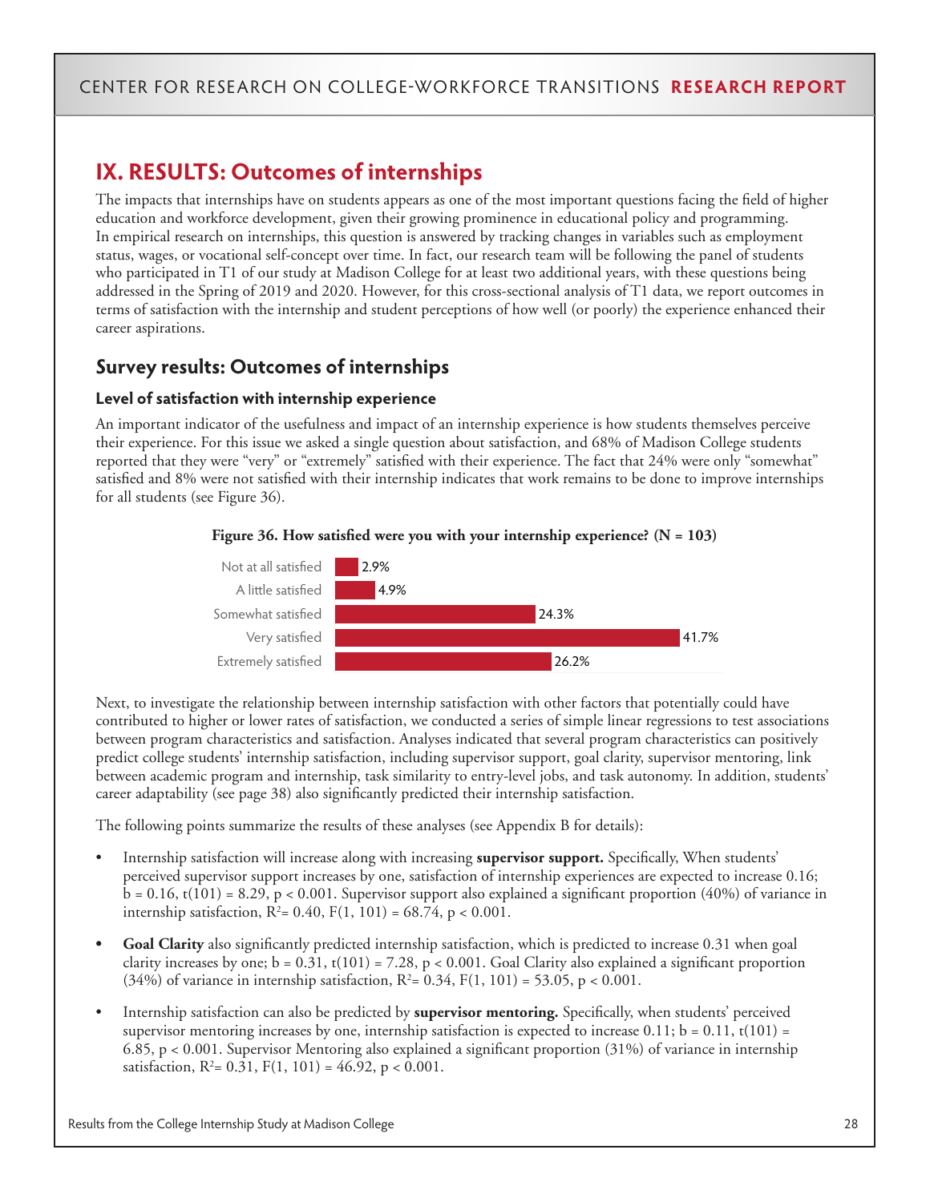# IX. RESULTS: Outcomes of internships

The impacts that internships have on students appears as one of the most important questions facing the field of higher education and workforce development, given their growing prominence in educational policy and programming. In empirical research on internships, this question is answered by tracking changes in variables such as employment status, wages, or vocational self-concept over time. In fact, our research team will be following the panel of students who participated in T1 of our study at Madison College for at least two additional years, with these questions being addressed in the Spring of 2019 and 2020. However, for this cross-sectional analysis of T1 data, we report outcomes in terms of satisfaction with the internship and student perceptions of how well (or poorly) the experience enhanced their career aspirations.

## Survey results: Outcomes of internships

### Level of satisfaction with internship experience

An important indicator of the usefulness and impact of an internship experience is how students themselves perceive their experience. For this issue we asked a single question about satisfaction, and 68% of Madison College students reported that they were "very" or "extremely" satisfied with their experience. The fact that 24% were only "somewhat" satisfied and 8% were not satisfied with their internship indicates that work remains to be done to improve internships for all students (see Figure 36).

**Figure 36. How satisfied were you with your internship experience? (N = 103)**

| Response | Percent |
|---|---|
| Not at all satisfied | 2.9% |
| A little satisfied | 4.9% |
| Somewhat satisfied | 24.3% |
| Very satisfied | 41.7% |
| Extremely satisfied | 26.2% |

Next, to investigate the relationship between internship satisfaction with other factors that potentially could have contributed to higher or lower rates of satisfaction, we conducted a series of simple linear regressions to test associations between program characteristics and satisfaction. Analyses indicated that several program characteristics can positively predict college students' internship satisfaction, including supervisor support, goal clarity, supervisor mentoring, link between academic program and internship, task similarity to entry-level jobs, and task autonomy. In addition, students' career adaptability (see page 38) also significantly predicted their internship satisfaction.

The following points summarize the results of these analyses (see Appendix B for details):

- Internship satisfaction will increase along with increasing **supervisor support.** Specifically, When students' perceived supervisor support increases by one, satisfaction of internship experiences are expected to increase 0.16; $b = 0.16$, $t(101) = 8.29$, $p < 0.001$. Supervisor support also explained a significant proportion (40%) of variance in internship satisfaction, $R^2 = 0.40$, $F(1, 101) = 68.74$, $p < 0.001$.
- **Goal Clarity** also significantly predicted internship satisfaction, which is predicted to increase 0.31 when goal clarity increases by one; $b = 0.31$, $t(101) = 7.28$, $p < 0.001$. Goal Clarity also explained a significant proportion (34%) of variance in internship satisfaction, $R^2 = 0.34$, $F(1, 101) = 53.05$, $p < 0.001$.
- Internship satisfaction can also be predicted by **supervisor mentoring.** Specifically, when students' perceived supervisor mentoring increases by one, internship satisfaction is expected to increase 0.11; $b = 0.11$, $t(101) = 6.85$, $p < 0.001$. Supervisor Mentoring also explained a significant proportion (31%) of variance in internship satisfaction, $R^2 = 0.31$, $F(1, 101) = 46.92$, $p < 0.001$.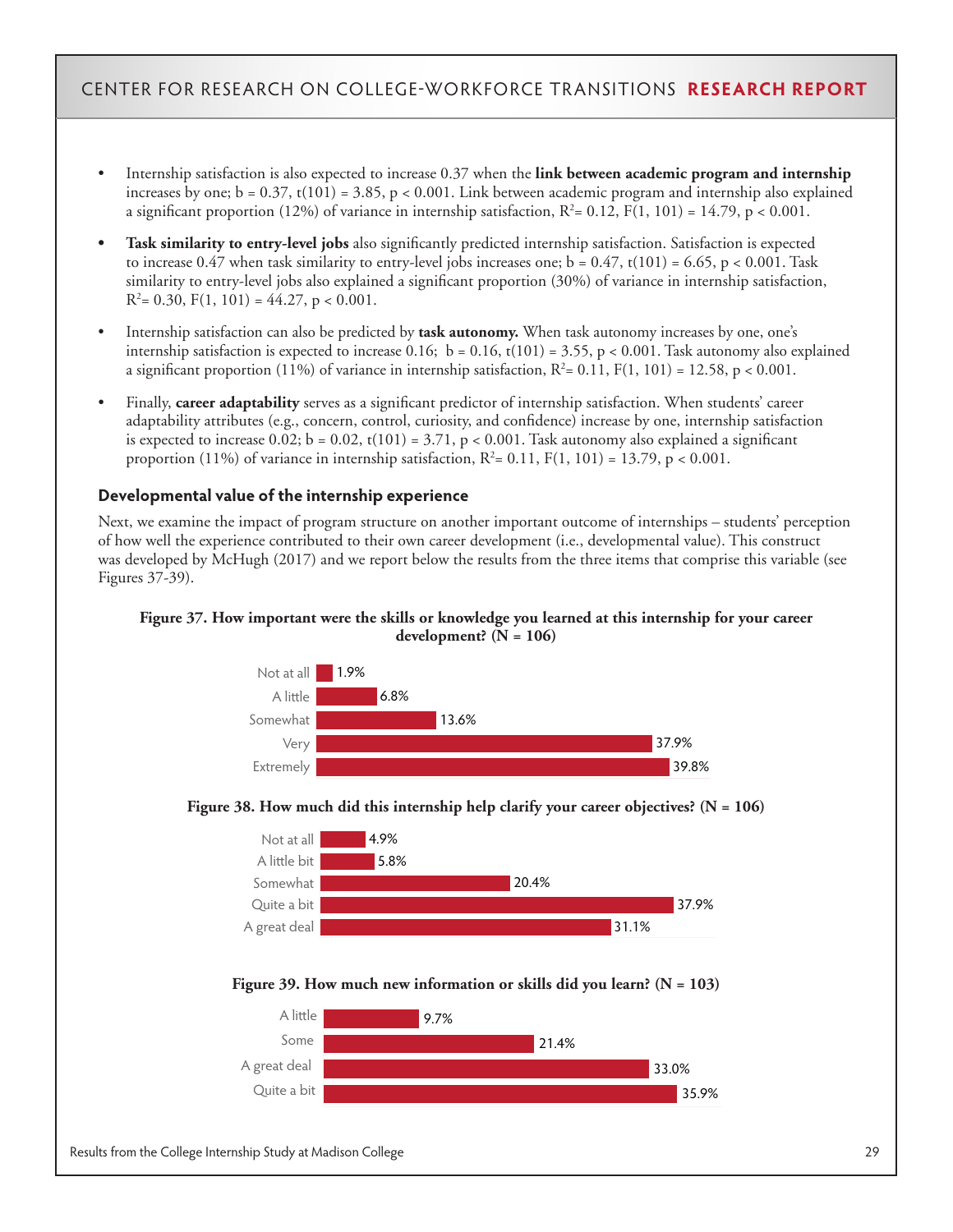- Internship satisfaction is also expected to increase 0.37 when the **link between academic program and internship** increases by one; b = 0.37, t(101) = 3.85, $p < 0.001$. Link between academic program and internship also explained a significant proportion (12%) of variance in internship satisfaction, $R^2 = 0.12$, F(1, 101) = 14.79, $p < 0.001$.

- **Task similarity to entry-level jobs** also significantly predicted internship satisfaction. Satisfaction is expected to increase 0.47 when task similarity to entry-level jobs increases one; b = 0.47, t(101) = 6.65, $p < 0.001$. Task similarity to entry-level jobs also explained a significant proportion (30%) of variance in internship satisfaction, $R^2 = 0.30$, F(1, 101) = 44.27, $p < 0.001$.

- Internship satisfaction can also be predicted by **task autonomy.** When task autonomy increases by one, one's internship satisfaction is expected to increase 0.16; b = 0.16, t(101) = 3.55, $p < 0.001$. Task autonomy also explained a significant proportion (11%) of variance in internship satisfaction, $R^2 = 0.11$, F(1, 101) = 12.58, $p < 0.001$.

- Finally, **career adaptability** serves as a significant predictor of internship satisfaction. When students' career adaptability attributes (e.g., concern, control, curiosity, and confidence) increase by one, internship satisfaction is expected to increase 0.02; b = 0.02, t(101) = 3.71, $p < 0.001$. Task autonomy also explained a significant proportion (11%) of variance in internship satisfaction, $R^2 = 0.11$, F(1, 101) = 13.79, $p < 0.001$.

### Developmental value of the internship experience

Next, we examine the impact of program structure on another important outcome of internships – students' perception of how well the experience contributed to their own career development (i.e., developmental value). This construct was developed by McHugh (2017) and we report below the results from the three items that comprise this variable (see Figures 37-39).

**Figure 37. How important were the skills or knowledge you learned at this internship for your career development? (N = 106)**

| Response | Percent |
|---|---|
| Not at all | 1.9% |
| A little | 6.8% |
| Somewhat | 13.6% |
| Very | 37.9% |
| Extremely | 39.8% |

**Figure 38. How much did this internship help clarify your career objectives? (N = 106)**

| Response | Percent |
|---|---|
| Not at all | 4.9% |
| A little bit | 5.8% |
| Somewhat | 20.4% |
| Quite a bit | 37.9% |
| A great deal | 31.1% |

**Figure 39. How much new information or skills did you learn? (N = 103)**

| Response | Percent |
|---|---|
| A little | 9.7% |
| Some | 21.4% |
| A great deal | 33.0% |
| Quite a bit | 35.9% |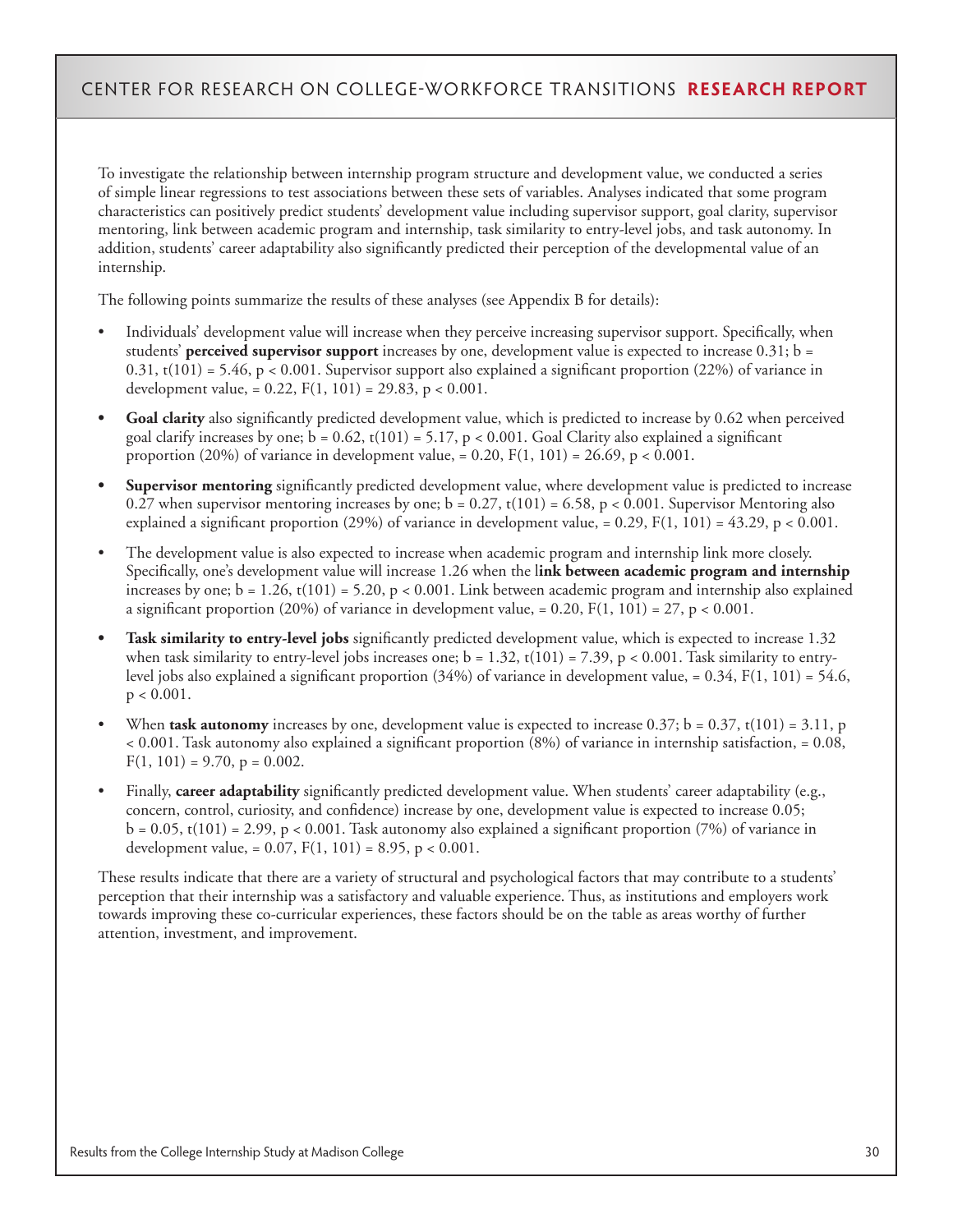To investigate the relationship between internship program structure and development value, we conducted a series of simple linear regressions to test associations between these sets of variables. Analyses indicated that some program characteristics can positively predict students' development value including supervisor support, goal clarity, supervisor mentoring, link between academic program and internship, task similarity to entry-level jobs, and task autonomy. In addition, students' career adaptability also significantly predicted their perception of the developmental value of an internship.

The following points summarize the results of these analyses (see Appendix B for details):

- Individuals' development value will increase when they perceive increasing supervisor support. Specifically, when students' **perceived supervisor support** increases by one, development value is expected to increase 0.31; $b = 0.31$, $t(101) = 5.46$, $p < 0.001$. Supervisor support also explained a significant proportion (22%) of variance in development value, $= 0.22$, $F(1, 101) = 29.83$, $p < 0.001$.
- **Goal clarity** also significantly predicted development value, which is predicted to increase by 0.62 when perceived goal clarify increases by one; $b = 0.62$, $t(101) = 5.17$, $p < 0.001$. Goal Clarity also explained a significant proportion (20%) of variance in development value, $= 0.20$, $F(1, 101) = 26.69$, $p < 0.001$.
- **Supervisor mentoring** significantly predicted development value, where development value is predicted to increase 0.27 when supervisor mentoring increases by one; $b = 0.27$, $t(101) = 6.58$, $p < 0.001$. Supervisor Mentoring also explained a significant proportion (29%) of variance in development value, $= 0.29$, $F(1, 101) = 43.29$, $p < 0.001$.
- The development value is also expected to increase when academic program and internship link more closely. Specifically, one's development value will increase 1.26 when the l**ink between academic program and internship** increases by one; $b = 1.26$, $t(101) = 5.20$, $p < 0.001$. Link between academic program and internship also explained a significant proportion (20%) of variance in development value, $= 0.20$, $F(1, 101) = 27$, $p < 0.001$.
- **Task similarity to entry-level jobs** significantly predicted development value, which is expected to increase 1.32 when task similarity to entry-level jobs increases one; $b = 1.32$, $t(101) = 7.39$, $p < 0.001$. Task similarity to entry-level jobs also explained a significant proportion (34%) of variance in development value, $= 0.34$, $F(1, 101) = 54.6$, $p < 0.001$.
- When **task autonomy** increases by one, development value is expected to increase 0.37; $b = 0.37$, $t(101) = 3.11$, $p < 0.001$. Task autonomy also explained a significant proportion (8%) of variance in internship satisfaction, $= 0.08$, $F(1, 101) = 9.70$, $p = 0.002$.
- Finally, **career adaptability** significantly predicted development value. When students' career adaptability (e.g., concern, control, curiosity, and confidence) increase by one, development value is expected to increase 0.05; $b = 0.05$, $t(101) = 2.99$, $p < 0.001$. Task autonomy also explained a significant proportion (7%) of variance in development value, $= 0.07$, $F(1, 101) = 8.95$, $p < 0.001$.

These results indicate that there are a variety of structural and psychological factors that may contribute to a students' perception that their internship was a satisfactory and valuable experience. Thus, as institutions and employers work towards improving these co-curricular experiences, these factors should be on the table as areas worthy of further attention, investment, and improvement.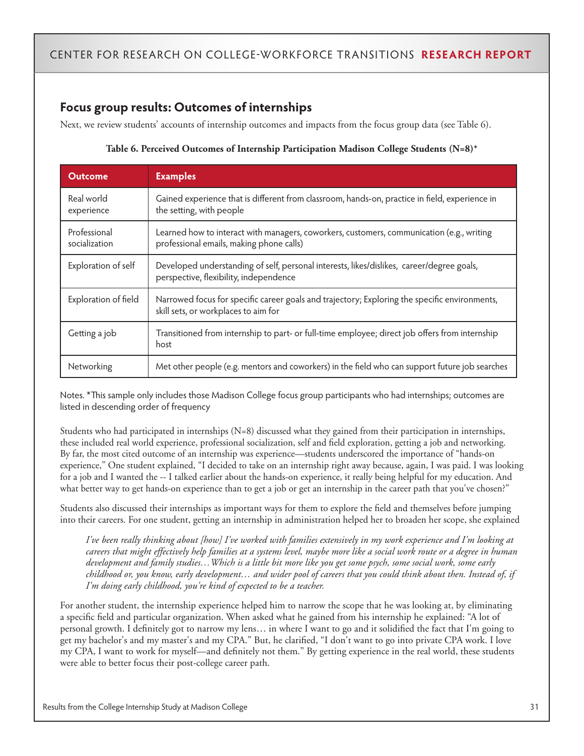## Focus group results: Outcomes of internships

Next, we review students' accounts of internship outcomes and impacts from the focus group data (see Table 6).

**Table 6. Perceived Outcomes of Internship Participation Madison College Students (N=8)***

| Outcome | Examples |
|---|---|
| Real world experience | Gained experience that is different from classroom, hands-on, practice in field, experience in the setting, with people |
| Professional socialization | Learned how to interact with managers, coworkers, customers, communication (e.g., writing professional emails, making phone calls) |
| Exploration of self | Developed understanding of self, personal interests, likes/dislikes, career/degree goals, perspective, flexibility, independence |
| Exploration of field | Narrowed focus for specific career goals and trajectory; Exploring the specific environments, skill sets, or workplaces to aim for |
| Getting a job | Transitioned from internship to part- or full-time employee; direct job offers from internship host |
| Networking | Met other people (e.g. mentors and coworkers) in the field who can support future job searches |

Notes. *This sample only includes those Madison College focus group participants who had internships; outcomes are listed in descending order of frequency

Students who had participated in internships (N=8) discussed what they gained from their participation in internships, these included real world experience, professional socialization, self and field exploration, getting a job and networking. By far, the most cited outcome of an internship was experience—students underscored the importance of "hands-on experience," One student explained, "I decided to take on an internship right away because, again, I was paid. I was looking for a job and I wanted the -- I talked earlier about the hands-on experience, it really being helpful for my education. And what better way to get hands-on experience than to get a job or get an internship in the career path that you've chosen?"

Students also discussed their internships as important ways for them to explore the field and themselves before jumping into their careers. For one student, getting an internship in administration helped her to broaden her scope, she explained

> *I've been really thinking about [how] I've worked with families extensively in my work experience and I'm looking at careers that might effectively help families at a systems level, maybe more like a social work route or a degree in human development and family studies…Which is a little bit more like you get some psych, some social work, some early childhood or, you know, early development… and wider pool of careers that you could think about then. Instead of, if I'm doing early childhood, you're kind of expected to be a teacher.*

For another student, the internship experience helped him to narrow the scope that he was looking at, by eliminating a specific field and particular organization. When asked what he gained from his internship he explained: "A lot of personal growth. I definitely got to narrow my lens… in where I want to go and it solidified the fact that I'm going to get my bachelor's and my master's and my CPA." But, he clarified, "I don't want to go into private CPA work. I love my CPA, I want to work for myself—and definitely not them." By getting experience in the real world, these students were able to better focus their post-college career path.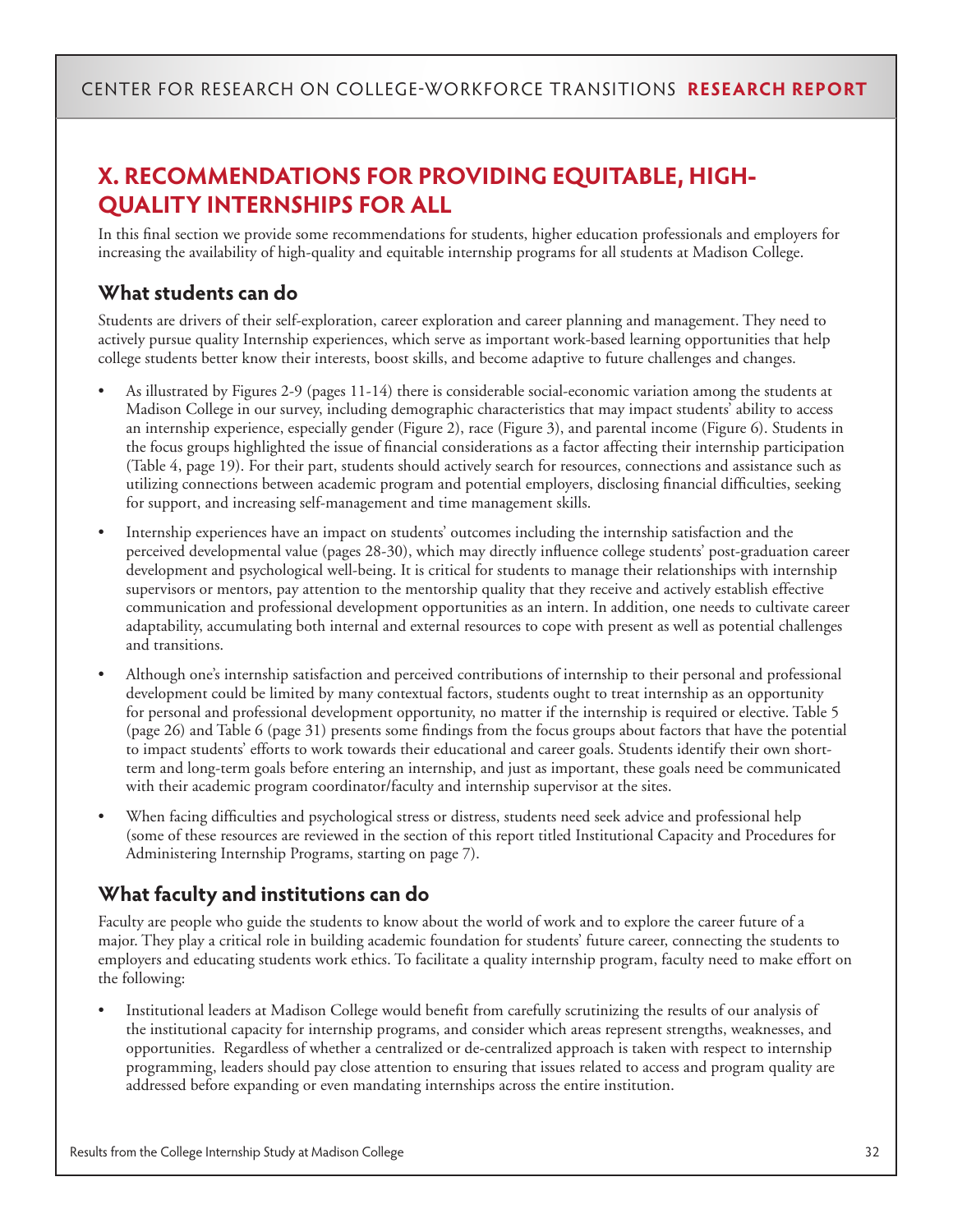## X. RECOMMENDATIONS FOR PROVIDING EQUITABLE, HIGH-QUALITY INTERNSHIPS FOR ALL

In this final section we provide some recommendations for students, higher education professionals and employers for increasing the availability of high-quality and equitable internship programs for all students at Madison College.

### What students can do

Students are drivers of their self-exploration, career exploration and career planning and management. They need to actively pursue quality Internship experiences, which serve as important work-based learning opportunities that help college students better know their interests, boost skills, and become adaptive to future challenges and changes.

- As illustrated by Figures 2-9 (pages 11-14) there is considerable social-economic variation among the students at Madison College in our survey, including demographic characteristics that may impact students' ability to access an internship experience, especially gender (Figure 2), race (Figure 3), and parental income (Figure 6). Students in the focus groups highlighted the issue of financial considerations as a factor affecting their internship participation (Table 4, page 19). For their part, students should actively search for resources, connections and assistance such as utilizing connections between academic program and potential employers, disclosing financial difficulties, seeking for support, and increasing self-management and time management skills.
- Internship experiences have an impact on students' outcomes including the internship satisfaction and the perceived developmental value (pages 28-30), which may directly influence college students' post-graduation career development and psychological well-being. It is critical for students to manage their relationships with internship supervisors or mentors, pay attention to the mentorship quality that they receive and actively establish effective communication and professional development opportunities as an intern. In addition, one needs to cultivate career adaptability, accumulating both internal and external resources to cope with present as well as potential challenges and transitions.
- Although one's internship satisfaction and perceived contributions of internship to their personal and professional development could be limited by many contextual factors, students ought to treat internship as an opportunity for personal and professional development opportunity, no matter if the internship is required or elective. Table 5 (page 26) and Table 6 (page 31) presents some findings from the focus groups about factors that have the potential to impact students' efforts to work towards their educational and career goals. Students identify their own short-term and long-term goals before entering an internship, and just as important, these goals need be communicated with their academic program coordinator/faculty and internship supervisor at the sites.
- When facing difficulties and psychological stress or distress, students need seek advice and professional help (some of these resources are reviewed in the section of this report titled Institutional Capacity and Procedures for Administering Internship Programs, starting on page 7).

### What faculty and institutions can do

Faculty are people who guide the students to know about the world of work and to explore the career future of a major. They play a critical role in building academic foundation for students' future career, connecting the students to employers and educating students work ethics. To facilitate a quality internship program, faculty need to make effort on the following:

- Institutional leaders at Madison College would benefit from carefully scrutinizing the results of our analysis of the institutional capacity for internship programs, and consider which areas represent strengths, weaknesses, and opportunities. Regardless of whether a centralized or de-centralized approach is taken with respect to internship programming, leaders should pay close attention to ensuring that issues related to access and program quality are addressed before expanding or even mandating internships across the entire institution.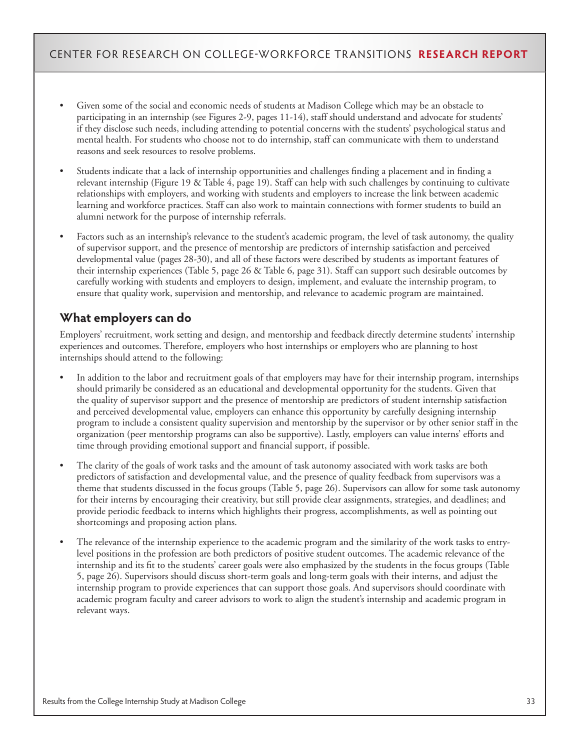- Given some of the social and economic needs of students at Madison College which may be an obstacle to participating in an internship (see Figures 2-9, pages 11-14), staff should understand and advocate for students' if they disclose such needs, including attending to potential concerns with the students' psychological status and mental health. For students who choose not to do internship, staff can communicate with them to understand reasons and seek resources to resolve problems.

- Students indicate that a lack of internship opportunities and challenges finding a placement and in finding a relevant internship (Figure 19 & Table 4, page 19). Staff can help with such challenges by continuing to cultivate relationships with employers, and working with students and employers to increase the link between academic learning and workforce practices. Staff can also work to maintain connections with former students to build an alumni network for the purpose of internship referrals.

- Factors such as an internship's relevance to the student's academic program, the level of task autonomy, the quality of supervisor support, and the presence of mentorship are predictors of internship satisfaction and perceived developmental value (pages 28-30), and all of these factors were described by students as important features of their internship experiences (Table 5, page 26 & Table 6, page 31). Staff can support such desirable outcomes by carefully working with students and employers to design, implement, and evaluate the internship program, to ensure that quality work, supervision and mentorship, and relevance to academic program are maintained.

## What employers can do

Employers' recruitment, work setting and design, and mentorship and feedback directly determine students' internship experiences and outcomes. Therefore, employers who host internships or employers who are planning to host internships should attend to the following:

- In addition to the labor and recruitment goals of that employers may have for their internship program, internships should primarily be considered as an educational and developmental opportunity for the students. Given that the quality of supervisor support and the presence of mentorship are predictors of student internship satisfaction and perceived developmental value, employers can enhance this opportunity by carefully designing internship program to include a consistent quality supervision and mentorship by the supervisor or by other senior staff in the organization (peer mentorship programs can also be supportive). Lastly, employers can value interns' efforts and time through providing emotional support and financial support, if possible.

- The clarity of the goals of work tasks and the amount of task autonomy associated with work tasks are both predictors of satisfaction and developmental value, and the presence of quality feedback from supervisors was a theme that students discussed in the focus groups (Table 5, page 26). Supervisors can allow for some task autonomy for their interns by encouraging their creativity, but still provide clear assignments, strategies, and deadlines; and provide periodic feedback to interns which highlights their progress, accomplishments, as well as pointing out shortcomings and proposing action plans.

- The relevance of the internship experience to the academic program and the similarity of the work tasks to entry-level positions in the profession are both predictors of positive student outcomes. The academic relevance of the internship and its fit to the students' career goals were also emphasized by the students in the focus groups (Table 5, page 26). Supervisors should discuss short-term goals and long-term goals with their interns, and adjust the internship program to provide experiences that can support those goals. And supervisors should coordinate with academic program faculty and career advisors to work to align the student's internship and academic program in relevant ways.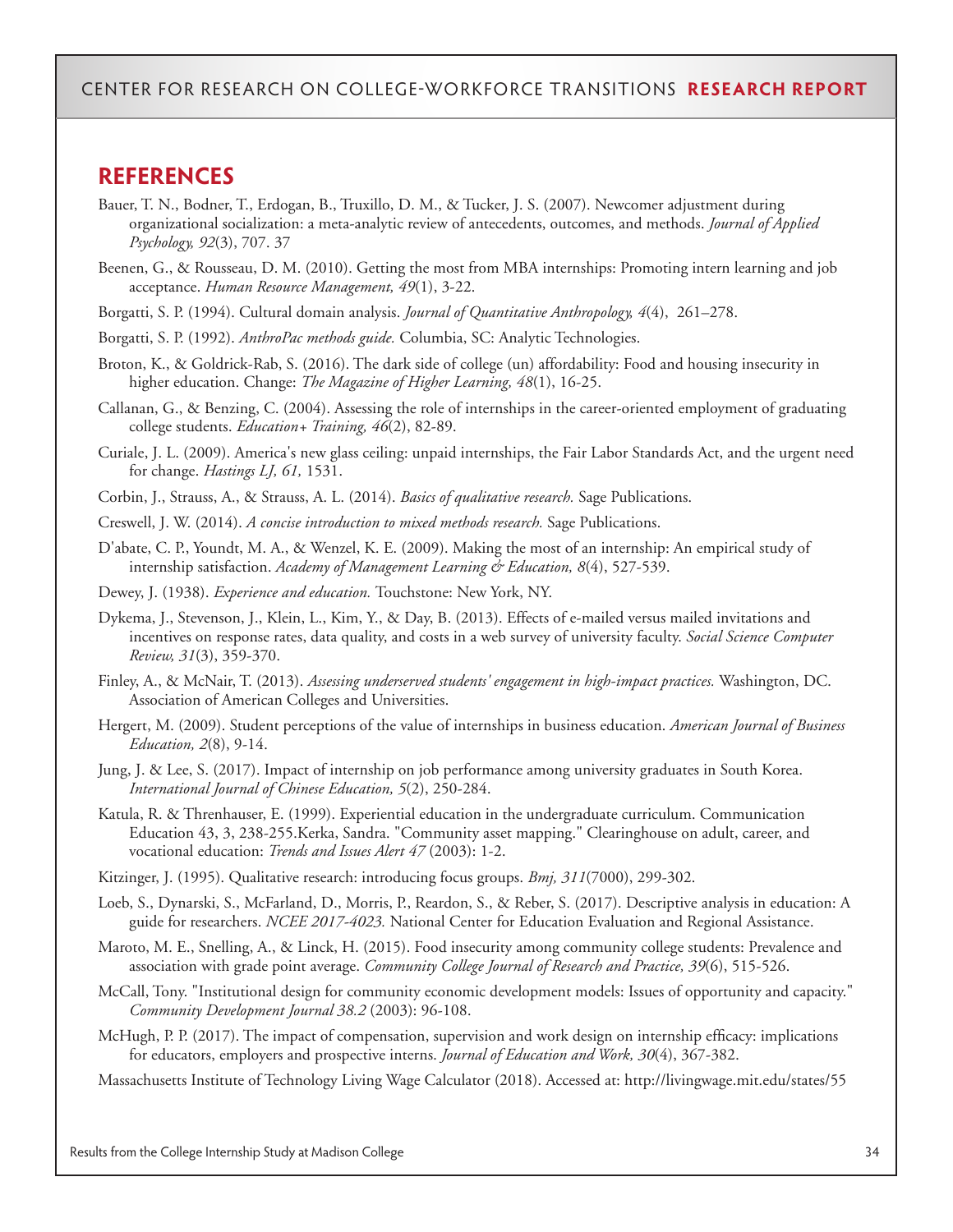## REFERENCES

Bauer, T. N., Bodner, T., Erdogan, B., Truxillo, D. M., & Tucker, J. S. (2007). Newcomer adjustment during organizational socialization: a meta-analytic review of antecedents, outcomes, and methods. *Journal of Applied Psychology, 92*(3), 707. 37

Beenen, G., & Rousseau, D. M. (2010). Getting the most from MBA internships: Promoting intern learning and job acceptance. *Human Resource Management, 49*(1), 3-22.

Borgatti, S. P. (1994). Cultural domain analysis. *Journal of Quantitative Anthropology, 4*(4), 261–278.

Borgatti, S. P. (1992). *AnthroPac methods guide.* Columbia, SC: Analytic Technologies.

Broton, K., & Goldrick-Rab, S. (2016). The dark side of college (un) affordability: Food and housing insecurity in higher education. Change: *The Magazine of Higher Learning, 48*(1), 16-25.

Callanan, G., & Benzing, C. (2004). Assessing the role of internships in the career-oriented employment of graduating college students. *Education+ Training, 46*(2), 82-89.

Curiale, J. L. (2009). America's new glass ceiling: unpaid internships, the Fair Labor Standards Act, and the urgent need for change. *Hastings LJ, 61,* 1531.

Corbin, J., Strauss, A., & Strauss, A. L. (2014). *Basics of qualitative research.* Sage Publications.

Creswell, J. W. (2014). *A concise introduction to mixed methods research.* Sage Publications.

D'abate, C. P., Youndt, M. A., & Wenzel, K. E. (2009). Making the most of an internship: An empirical study of internship satisfaction. *Academy of Management Learning & Education, 8*(4), 527-539.

Dewey, J. (1938). *Experience and education.* Touchstone: New York, NY.

Dykema, J., Stevenson, J., Klein, L., Kim, Y., & Day, B. (2013). Effects of e-mailed versus mailed invitations and incentives on response rates, data quality, and costs in a web survey of university faculty. *Social Science Computer Review, 31*(3), 359-370.

Finley, A., & McNair, T. (2013). *Assessing underserved students' engagement in high-impact practices.* Washington, DC. Association of American Colleges and Universities.

Hergert, M. (2009). Student perceptions of the value of internships in business education. *American Journal of Business Education, 2*(8), 9-14.

Jung, J. & Lee, S. (2017). Impact of internship on job performance among university graduates in South Korea. *International Journal of Chinese Education, 5*(2), 250-284.

Katula, R. & Threnhauser, E. (1999). Experiential education in the undergraduate curriculum. Communication Education 43, 3, 238-255.Kerka, Sandra. "Community asset mapping." Clearinghouse on adult, career, and vocational education: *Trends and Issues Alert 47* (2003): 1-2.

Kitzinger, J. (1995). Qualitative research: introducing focus groups. *Bmj, 311*(7000), 299-302.

Loeb, S., Dynarski, S., McFarland, D., Morris, P., Reardon, S., & Reber, S. (2017). Descriptive analysis in education: A guide for researchers. *NCEE 2017-4023.* National Center for Education Evaluation and Regional Assistance.

Maroto, M. E., Snelling, A., & Linck, H. (2015). Food insecurity among community college students: Prevalence and association with grade point average. *Community College Journal of Research and Practice, 39*(6), 515-526.

McCall, Tony. "Institutional design for community economic development models: Issues of opportunity and capacity." *Community Development Journal 38.2* (2003): 96-108.

McHugh, P. P. (2017). The impact of compensation, supervision and work design on internship efficacy: implications for educators, employers and prospective interns. *Journal of Education and Work, 30*(4), 367-382.

Massachusetts Institute of Technology Living Wage Calculator (2018). Accessed at: http://livingwage.mit.edu/states/55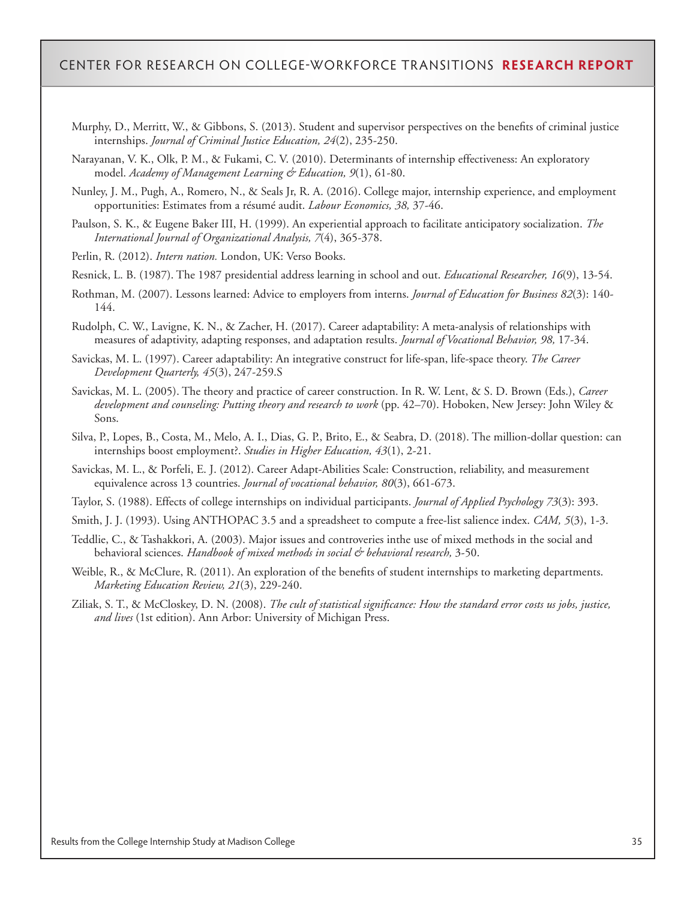Murphy, D., Merritt, W., & Gibbons, S. (2013). Student and supervisor perspectives on the benefits of criminal justice internships. *Journal of Criminal Justice Education, 24*(2), 235-250.

Narayanan, V. K., Olk, P. M., & Fukami, C. V. (2010). Determinants of internship effectiveness: An exploratory model. *Academy of Management Learning & Education, 9*(1), 61-80.

Nunley, J. M., Pugh, A., Romero, N., & Seals Jr, R. A. (2016). College major, internship experience, and employment opportunities: Estimates from a résumé audit. *Labour Economics, 38,* 37-46.

Paulson, S. K., & Eugene Baker III, H. (1999). An experiential approach to facilitate anticipatory socialization. *The International Journal of Organizational Analysis, 7*(4), 365-378.

Perlin, R. (2012). *Intern nation.* London, UK: Verso Books.

Resnick, L. B. (1987). The 1987 presidential address learning in school and out. *Educational Researcher, 16*(9), 13-54.

Rothman, M. (2007). Lessons learned: Advice to employers from interns. *Journal of Education for Business 82*(3): 140-144.

Rudolph, C. W., Lavigne, K. N., & Zacher, H. (2017). Career adaptability: A meta-analysis of relationships with measures of adaptivity, adapting responses, and adaptation results. *Journal of Vocational Behavior, 98,* 17-34.

Savickas, M. L. (1997). Career adaptability: An integrative construct for life-span, life-space theory. *The Career Development Quarterly, 45*(3), 247-259.S

Savickas, M. L. (2005). The theory and practice of career construction. In R. W. Lent, & S. D. Brown (Eds.), *Career development and counseling: Putting theory and research to work* (pp. 42–70). Hoboken, New Jersey: John Wiley & Sons.

Silva, P., Lopes, B., Costa, M., Melo, A. I., Dias, G. P., Brito, E., & Seabra, D. (2018). The million-dollar question: can internships boost employment?. *Studies in Higher Education, 43*(1), 2-21.

Savickas, M. L., & Porfeli, E. J. (2012). Career Adapt-Abilities Scale: Construction, reliability, and measurement equivalence across 13 countries. *Journal of vocational behavior, 80*(3), 661-673.

Taylor, S. (1988). Effects of college internships on individual participants. *Journal of Applied Psychology 73*(3): 393.

Smith, J. J. (1993). Using ANTHOPAC 3.5 and a spreadsheet to compute a free-list salience index. *CAM, 5*(3), 1-3.

Teddlie, C., & Tashakkori, A. (2003). Major issues and controveries inthe use of mixed methods in the social and behavioral sciences. *Handbook of mixed methods in social & behavioral research,* 3-50.

Weible, R., & McClure, R. (2011). An exploration of the benefits of student internships to marketing departments. *Marketing Education Review, 21*(3), 229-240.

Ziliak, S. T., & McCloskey, D. N. (2008). *The cult of statistical significance: How the standard error costs us jobs, justice, and lives* (1st edition). Ann Arbor: University of Michigan Press.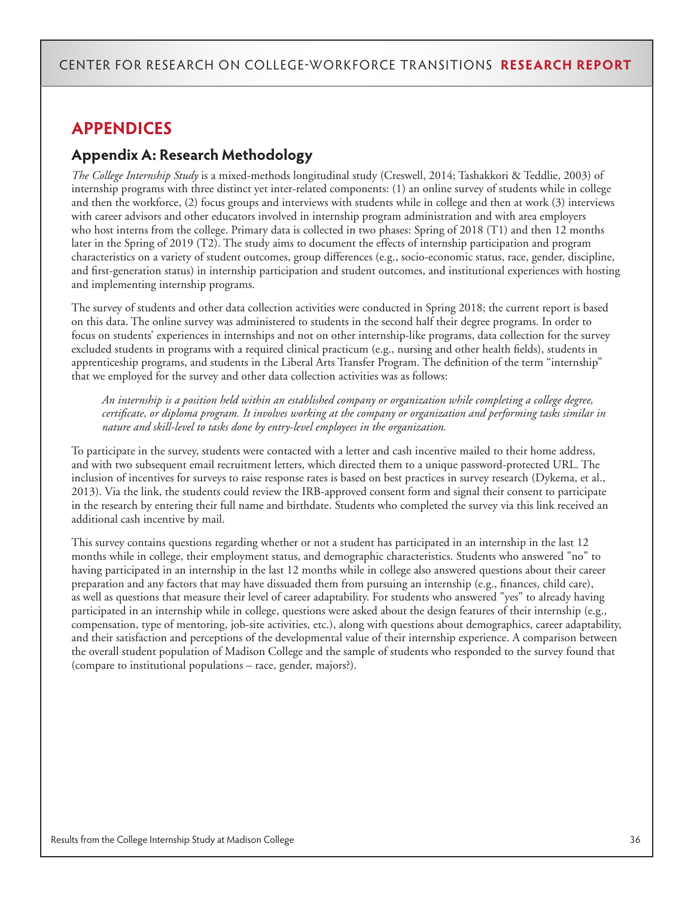# APPENDICES

## Appendix A: Research Methodology

*The College Internship Study* is a mixed-methods longitudinal study (Creswell, 2014; Tashakkori & Teddlie, 2003) of internship programs with three distinct yet inter-related components: (1) an online survey of students while in college and then the workforce, (2) focus groups and interviews with students while in college and then at work (3) interviews with career advisors and other educators involved in internship program administration and with area employers who host interns from the college. Primary data is collected in two phases: Spring of 2018 (T1) and then 12 months later in the Spring of 2019 (T2). The study aims to document the effects of internship participation and program characteristics on a variety of student outcomes, group differences (e.g., socio-economic status, race, gender, discipline, and first-generation status) in internship participation and student outcomes, and institutional experiences with hosting and implementing internship programs.

The survey of students and other data collection activities were conducted in Spring 2018; the current report is based on this data. The online survey was administered to students in the second half their degree programs. In order to focus on students' experiences in internships and not on other internship-like programs, data collection for the survey excluded students in programs with a required clinical practicum (e.g., nursing and other health fields), students in apprenticeship programs, and students in the Liberal Arts Transfer Program. The definition of the term "internship" that we employed for the survey and other data collection activities was as follows:

> *An internship is a position held within an established company or organization while completing a college degree, certificate, or diploma program. It involves working at the company or organization and performing tasks similar in nature and skill-level to tasks done by entry-level employees in the organization.*

To participate in the survey, students were contacted with a letter and cash incentive mailed to their home address, and with two subsequent email recruitment letters, which directed them to a unique password-protected URL. The inclusion of incentives for surveys to raise response rates is based on best practices in survey research (Dykema, et al., 2013). Via the link, the students could review the IRB-approved consent form and signal their consent to participate in the research by entering their full name and birthdate. Students who completed the survey via this link received an additional cash incentive by mail.

This survey contains questions regarding whether or not a student has participated in an internship in the last 12 months while in college, their employment status, and demographic characteristics. Students who answered "no" to having participated in an internship in the last 12 months while in college also answered questions about their career preparation and any factors that may have dissuaded them from pursuing an internship (e.g., finances, child care), as well as questions that measure their level of career adaptability. For students who answered "yes" to already having participated in an internship while in college, questions were asked about the design features of their internship (e.g., compensation, type of mentoring, job-site activities, etc.), along with questions about demographics, career adaptability, and their satisfaction and perceptions of the developmental value of their internship experience. A comparison between the overall student population of Madison College and the sample of students who responded to the survey found that (compare to institutional populations – race, gender, majors?).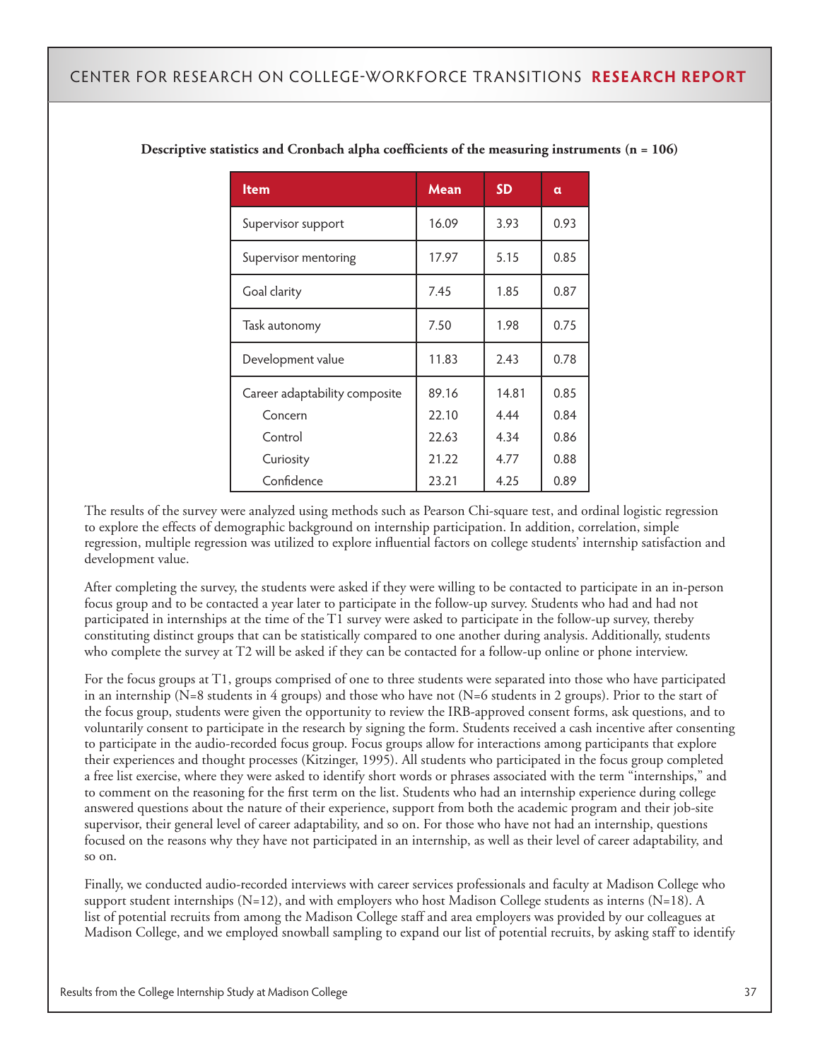**Descriptive statistics and Cronbach alpha coefficients of the measuring instruments (n = 106)**

| Item | Mean | SD | α |
|---|---|---|---|
| Supervisor support | 16.09 | 3.93 | 0.93 |
| Supervisor mentoring | 17.97 | 5.15 | 0.85 |
| Goal clarity | 7.45 | 1.85 | 0.87 |
| Task autonomy | 7.50 | 1.98 | 0.75 |
| Development value | 11.83 | 2.43 | 0.78 |
| Career adaptability composite | 89.16 | 14.81 | 0.85 |
| Concern | 22.10 | 4.44 | 0.84 |
| Control | 22.63 | 4.34 | 0.86 |
| Curiosity | 21.22 | 4.77 | 0.88 |
| Confidence | 23.21 | 4.25 | 0.89 |

The results of the survey were analyzed using methods such as Pearson Chi-square test, and ordinal logistic regression to explore the effects of demographic background on internship participation. In addition, correlation, simple regression, multiple regression was utilized to explore influential factors on college students' internship satisfaction and development value.

After completing the survey, the students were asked if they were willing to be contacted to participate in an in-person focus group and to be contacted a year later to participate in the follow-up survey. Students who had and had not participated in internships at the time of the T1 survey were asked to participate in the follow-up survey, thereby constituting distinct groups that can be statistically compared to one another during analysis. Additionally, students who complete the survey at T2 will be asked if they can be contacted for a follow-up online or phone interview.

For the focus groups at T1, groups comprised of one to three students were separated into those who have participated in an internship (N=8 students in 4 groups) and those who have not (N=6 students in 2 groups). Prior to the start of the focus group, students were given the opportunity to review the IRB-approved consent forms, ask questions, and to voluntarily consent to participate in the research by signing the form. Students received a cash incentive after consenting to participate in the audio-recorded focus group. Focus groups allow for interactions among participants that explore their experiences and thought processes (Kitzinger, 1995). All students who participated in the focus group completed a free list exercise, where they were asked to identify short words or phrases associated with the term "internships," and to comment on the reasoning for the first term on the list. Students who had an internship experience during college answered questions about the nature of their experience, support from both the academic program and their job-site supervisor, their general level of career adaptability, and so on. For those who have not had an internship, questions focused on the reasons why they have not participated in an internship, as well as their level of career adaptability, and so on.

Finally, we conducted audio-recorded interviews with career services professionals and faculty at Madison College who support student internships (N=12), and with employers who host Madison College students as interns (N=18). A list of potential recruits from among the Madison College staff and area employers was provided by our colleagues at Madison College, and we employed snowball sampling to expand our list of potential recruits, by asking staff to identify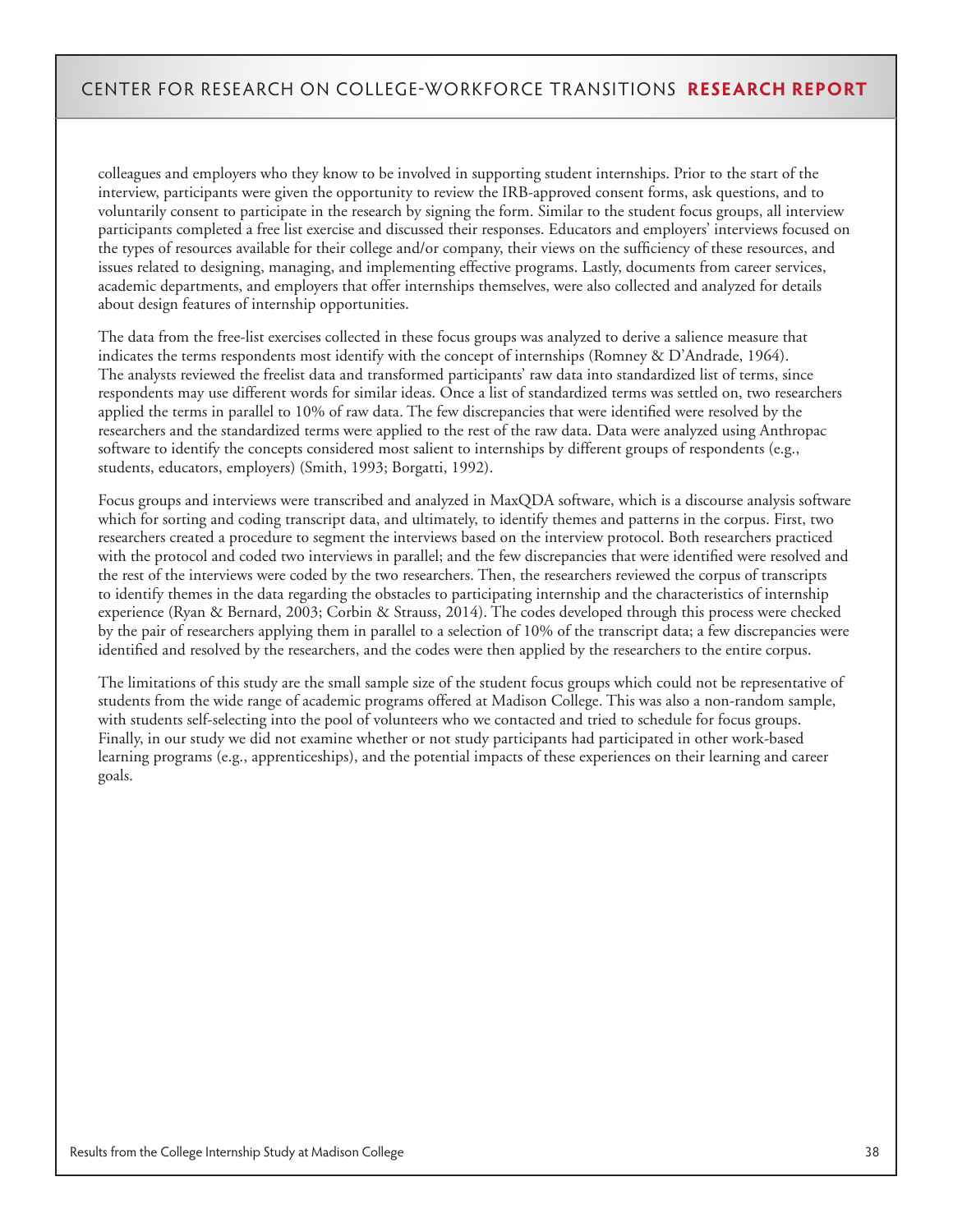colleagues and employers who they know to be involved in supporting student internships. Prior to the start of the interview, participants were given the opportunity to review the IRB-approved consent forms, ask questions, and to voluntarily consent to participate in the research by signing the form. Similar to the student focus groups, all interview participants completed a free list exercise and discussed their responses. Educators and employers' interviews focused on the types of resources available for their college and/or company, their views on the sufficiency of these resources, and issues related to designing, managing, and implementing effective programs. Lastly, documents from career services, academic departments, and employers that offer internships themselves, were also collected and analyzed for details about design features of internship opportunities.

The data from the free-list exercises collected in these focus groups was analyzed to derive a salience measure that indicates the terms respondents most identify with the concept of internships (Romney & D'Andrade, 1964). The analysts reviewed the freelist data and transformed participants' raw data into standardized list of terms, since respondents may use different words for similar ideas. Once a list of standardized terms was settled on, two researchers applied the terms in parallel to 10% of raw data. The few discrepancies that were identified were resolved by the researchers and the standardized terms were applied to the rest of the raw data. Data were analyzed using Anthropac software to identify the concepts considered most salient to internships by different groups of respondents (e.g., students, educators, employers) (Smith, 1993; Borgatti, 1992).

Focus groups and interviews were transcribed and analyzed in MaxQDA software, which is a discourse analysis software which for sorting and coding transcript data, and ultimately, to identify themes and patterns in the corpus. First, two researchers created a procedure to segment the interviews based on the interview protocol. Both researchers practiced with the protocol and coded two interviews in parallel; and the few discrepancies that were identified were resolved and the rest of the interviews were coded by the two researchers. Then, the researchers reviewed the corpus of transcripts to identify themes in the data regarding the obstacles to participating internship and the characteristics of internship experience (Ryan & Bernard, 2003; Corbin & Strauss, 2014). The codes developed through this process were checked by the pair of researchers applying them in parallel to a selection of 10% of the transcript data; a few discrepancies were identified and resolved by the researchers, and the codes were then applied by the researchers to the entire corpus.

The limitations of this study are the small sample size of the student focus groups which could not be representative of students from the wide range of academic programs offered at Madison College. This was also a non-random sample, with students self-selecting into the pool of volunteers who we contacted and tried to schedule for focus groups. Finally, in our study we did not examine whether or not study participants had participated in other work-based learning programs (e.g., apprenticeships), and the potential impacts of these experiences on their learning and career goals.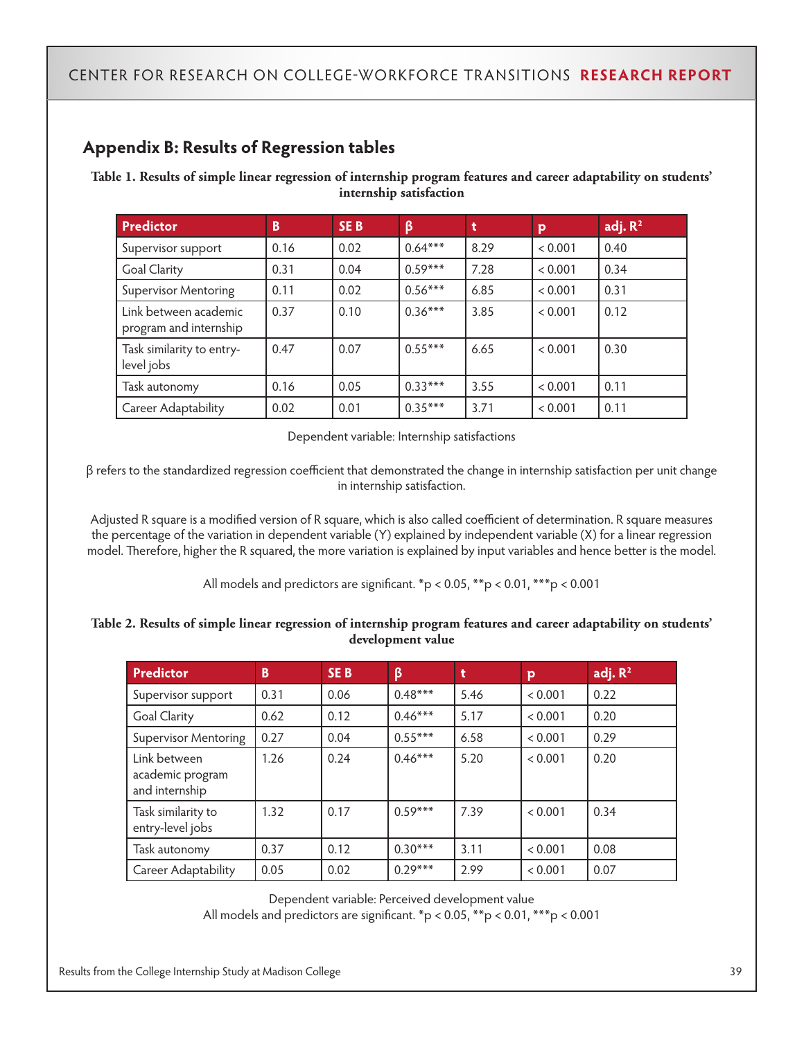## Appendix B: Results of Regression tables

**Table 1. Results of simple linear regression of internship program features and career adaptability on students' internship satisfaction**

| Predictor | B | SE B | β | t | p | adj. $R^2$ |
|---|---|---|---|---|---|---|
| Supervisor support | 0.16 | 0.02 | 0.64*** | 8.29 | < 0.001 | 0.40 |
| Goal Clarity | 0.31 | 0.04 | 0.59*** | 7.28 | < 0.001 | 0.34 |
| Supervisor Mentoring | 0.11 | 0.02 | 0.56*** | 6.85 | < 0.001 | 0.31 |
| Link between academic program and internship | 0.37 | 0.10 | 0.36*** | 3.85 | < 0.001 | 0.12 |
| Task similarity to entry-level jobs | 0.47 | 0.07 | 0.55*** | 6.65 | < 0.001 | 0.30 |
| Task autonomy | 0.16 | 0.05 | 0.33*** | 3.55 | < 0.001 | 0.11 |
| Career Adaptability | 0.02 | 0.01 | 0.35*** | 3.71 | < 0.001 | 0.11 |

Dependent variable: Internship satisfactions

β refers to the standardized regression coefficient that demonstrated the change in internship satisfaction per unit change in internship satisfaction.

Adjusted R square is a modified version of R square, which is also called coefficient of determination. R square measures the percentage of the variation in dependent variable (Y) explained by independent variable (X) for a linear regression model. Therefore, higher the R squared, the more variation is explained by input variables and hence better is the model.

All models and predictors are significant. *$p < 0.05$, **$p < 0.01$, ***$p < 0.001$

**Table 2. Results of simple linear regression of internship program features and career adaptability on students' development value**

| Predictor | B | SE B | β | t | p | adj. $R^2$ |
|---|---|---|---|---|---|---|
| Supervisor support | 0.31 | 0.06 | 0.48*** | 5.46 | < 0.001 | 0.22 |
| Goal Clarity | 0.62 | 0.12 | 0.46*** | 5.17 | < 0.001 | 0.20 |
| Supervisor Mentoring | 0.27 | 0.04 | 0.55*** | 6.58 | < 0.001 | 0.29 |
| Link between academic program and internship | 1.26 | 0.24 | 0.46*** | 5.20 | < 0.001 | 0.20 |
| Task similarity to entry-level jobs | 1.32 | 0.17 | 0.59*** | 7.39 | < 0.001 | 0.34 |
| Task autonomy | 0.37 | 0.12 | 0.30*** | 3.11 | < 0.001 | 0.08 |
| Career Adaptability | 0.05 | 0.02 | 0.29*** | 2.99 | < 0.001 | 0.07 |

Dependent variable: Perceived development value
All models and predictors are significant. *$p < 0.05$, **$p < 0.01$, ***$p < 0.001$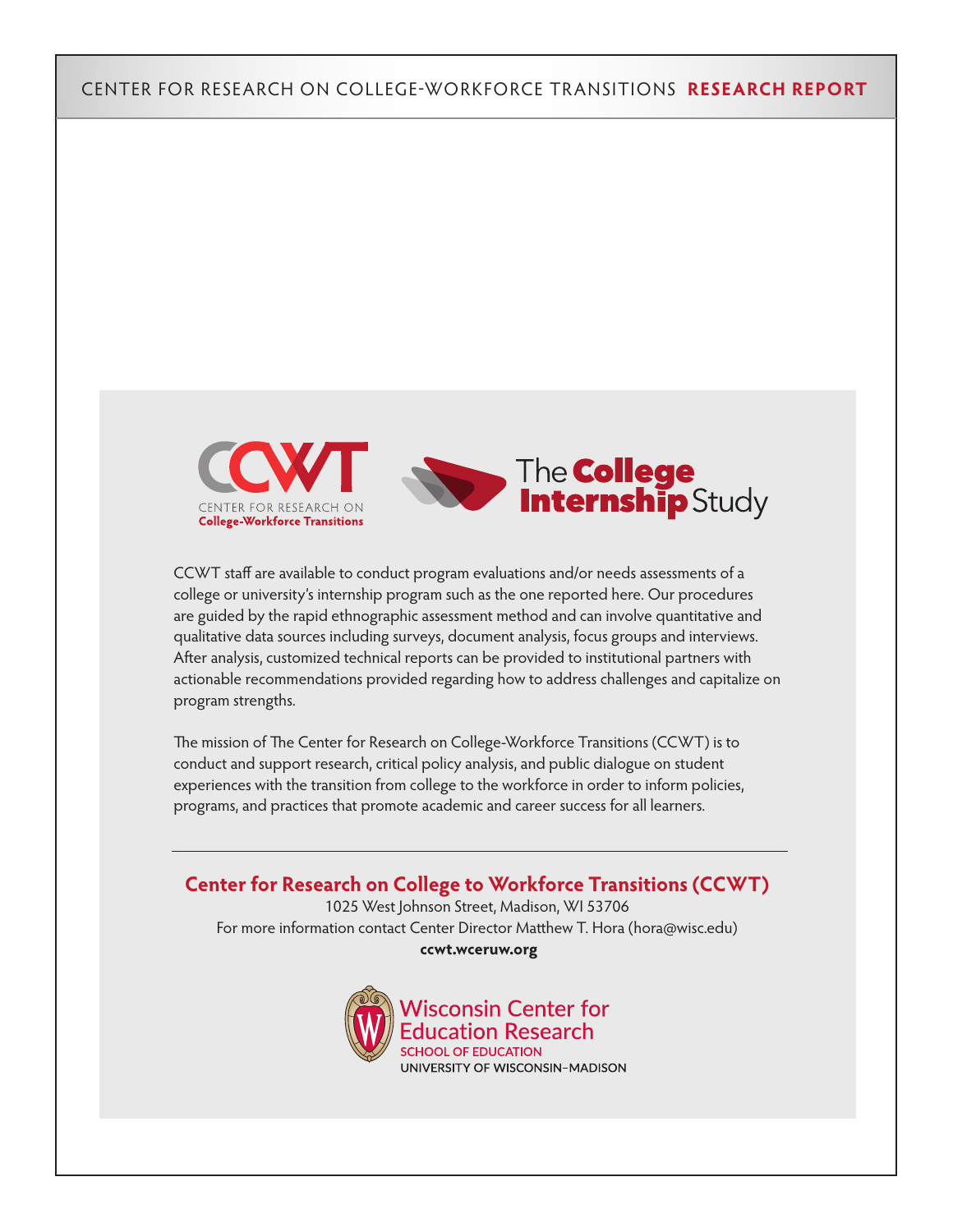CENTER FOR RESEARCH ON COLLEGE-WORKFORCE TRANSITIONS **RESEARCH REPORT**

CCWT
CENTER FOR RESEARCH ON
**College-Workforce Transitions**

The **College Internship** Study

CCWT staff are available to conduct program evaluations and/or needs assessments of a college or university's internship program such as the one reported here. Our procedures are guided by the rapid ethnographic assessment method and can involve quantitative and qualitative data sources including surveys, document analysis, focus groups and interviews. After analysis, customized technical reports can be provided to institutional partners with actionable recommendations provided regarding how to address challenges and capitalize on program strengths.

The mission of The Center for Research on College-Workforce Transitions (CCWT) is to conduct and support research, critical policy analysis, and public dialogue on student experiences with the transition from college to the workforce in order to inform policies, programs, and practices that promote academic and career success for all learners.

---

**Center for Research on College to Workforce Transitions (CCWT)**

1025 West Johnson Street, Madison, WI 53706

For more information contact Center Director Matthew T. Hora (hora@wisc.edu)

**ccwt.wceruw.org**

Wisconsin Center for Education Research
SCHOOL OF EDUCATION
UNIVERSITY OF WISCONSIN–MADISON